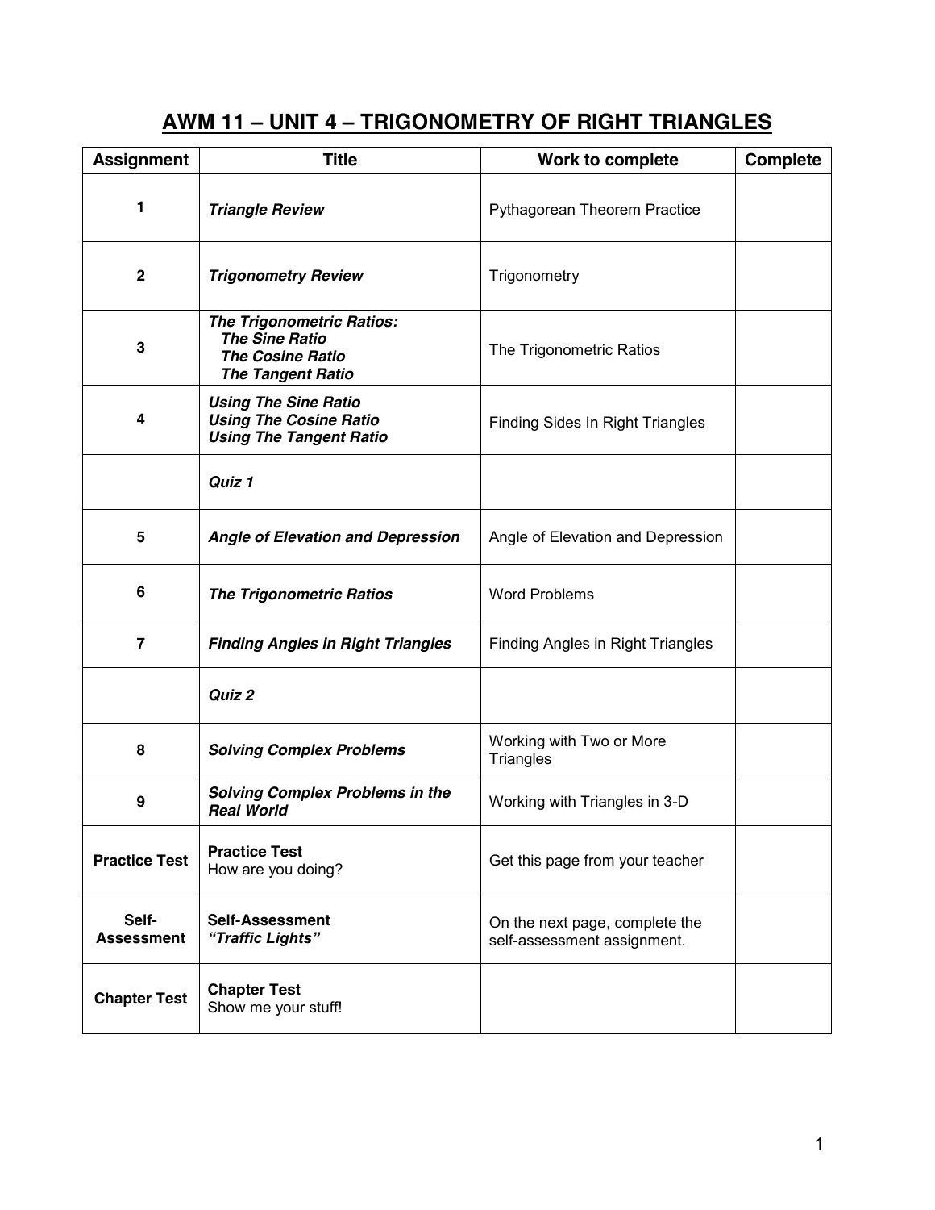# AWM 11 – UNIT 4 – TRIGONOMETRY OF RIGHT TRIANGLES

| Assignment | Title | Work to complete | Complete |
|---|---|---|---|
| **1** | ***Triangle Review*** | Pythagorean Theorem Practice | |
| **2** | ***Trigonometry Review*** | Trigonometry | |
| **3** | ***The Trigonometric Ratios:***<br>***The Sine Ratio***<br>***The Cosine Ratio***<br>***The Tangent Ratio*** | The Trigonometric Ratios | |
| **4** | ***Using The Sine Ratio***<br>***Using The Cosine Ratio***<br>***Using The Tangent Ratio*** | Finding Sides In Right Triangles | |
| | ***Quiz 1*** | | |
| **5** | ***Angle of Elevation and Depression*** | Angle of Elevation and Depression | |
| **6** | ***The Trigonometric Ratios*** | Word Problems | |
| **7** | ***Finding Angles in Right Triangles*** | Finding Angles in Right Triangles | |
| | ***Quiz 2*** | | |
| **8** | ***Solving Complex Problems*** | Working with Two or More Triangles | |
| **9** | ***Solving Complex Problems in the Real World*** | Working with Triangles in 3-D | |
| **Practice Test** | **Practice Test**<br>How are you doing? | Get this page from your teacher | |
| **Self-Assessment** | **Self-Assessment**<br>***"Traffic Lights"*** | On the next page, complete the self-assessment assignment. | |
| **Chapter Test** | **Chapter Test**<br>Show me your stuff! | | |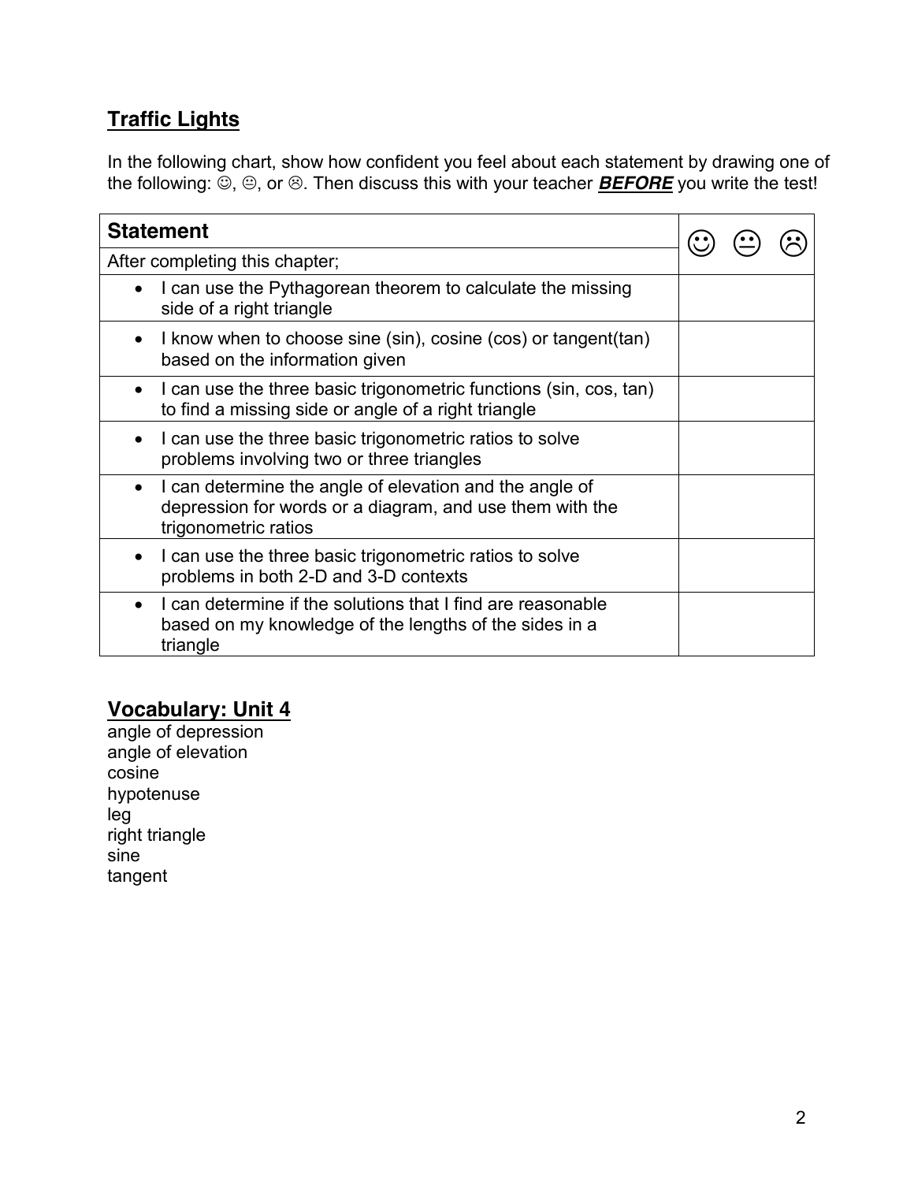## Traffic Lights

In the following chart, show how confident you feel about each statement by drawing one of the following: ☺, 😐, or ☹. Then discuss this with your teacher ***BEFORE*** you write the test!

| Statement | ☺ 😐 ☹ |
|---|---|
| After completing this chapter; | |
| • I can use the Pythagorean theorem to calculate the missing side of a right triangle | |
| • I know when to choose sine (sin), cosine (cos) or tangent(tan) based on the information given | |
| • I can use the three basic trigonometric functions (sin, cos, tan) to find a missing side or angle of a right triangle | |
| • I can use the three basic trigonometric ratios to solve problems involving two or three triangles | |
| • I can determine the angle of elevation and the angle of depression for words or a diagram, and use them with the trigonometric ratios | |
| • I can use the three basic trigonometric ratios to solve problems in both 2-D and 3-D contexts | |
| • I can determine if the solutions that I find are reasonable based on my knowledge of the lengths of the sides in a triangle | |

## Vocabulary: Unit 4

angle of depression
angle of elevation
cosine
hypotenuse
leg
right triangle
sine
tangent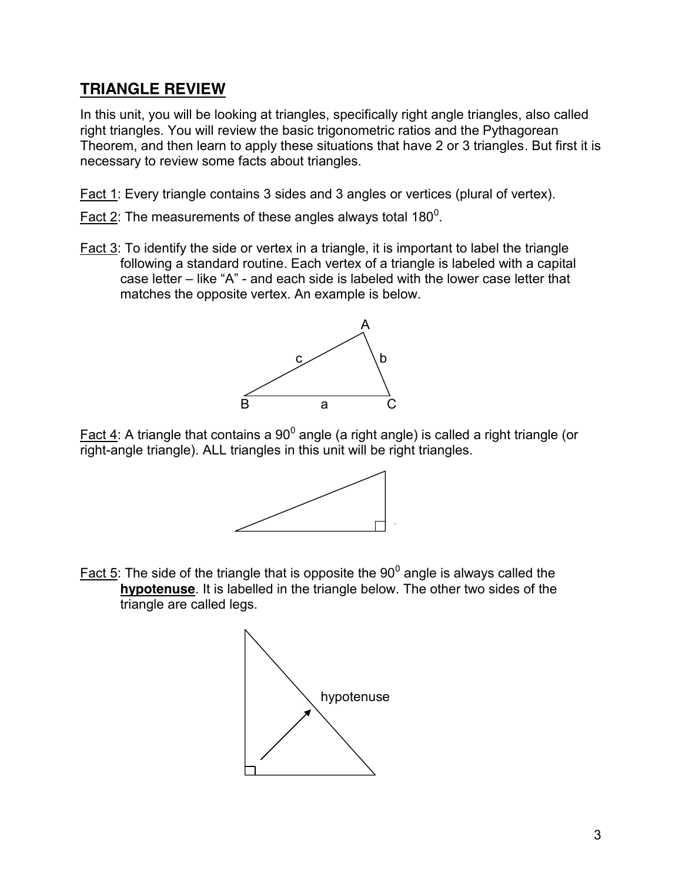## TRIANGLE REVIEW

In this unit, you will be looking at triangles, specifically right angle triangles, also called right triangles. You will review the basic trigonometric ratios and the Pythagorean Theorem, and then learn to apply these situations that have 2 or 3 triangles. But first it is necessary to review some facts about triangles.

Fact 1: Every triangle contains 3 sides and 3 angles or vertices (plural of vertex).

Fact 2: The measurements of these angles always total $180^0$.

Fact 3: To identify the side or vertex in a triangle, it is important to label the triangle following a standard routine. Each vertex of a triangle is labeled with a capital case letter – like "A" - and each side is labeled with the lower case letter that matches the opposite vertex. An example is below.

Fact 4: A triangle that contains a $90^0$ angle (a right angle) is called a right triangle (or right-angle triangle). ALL triangles in this unit will be right triangles.

Fact 5: The side of the triangle that is opposite the $90^0$ angle is always called the **hypotenuse**. It is labelled in the triangle below. The other two sides of the triangle are called legs.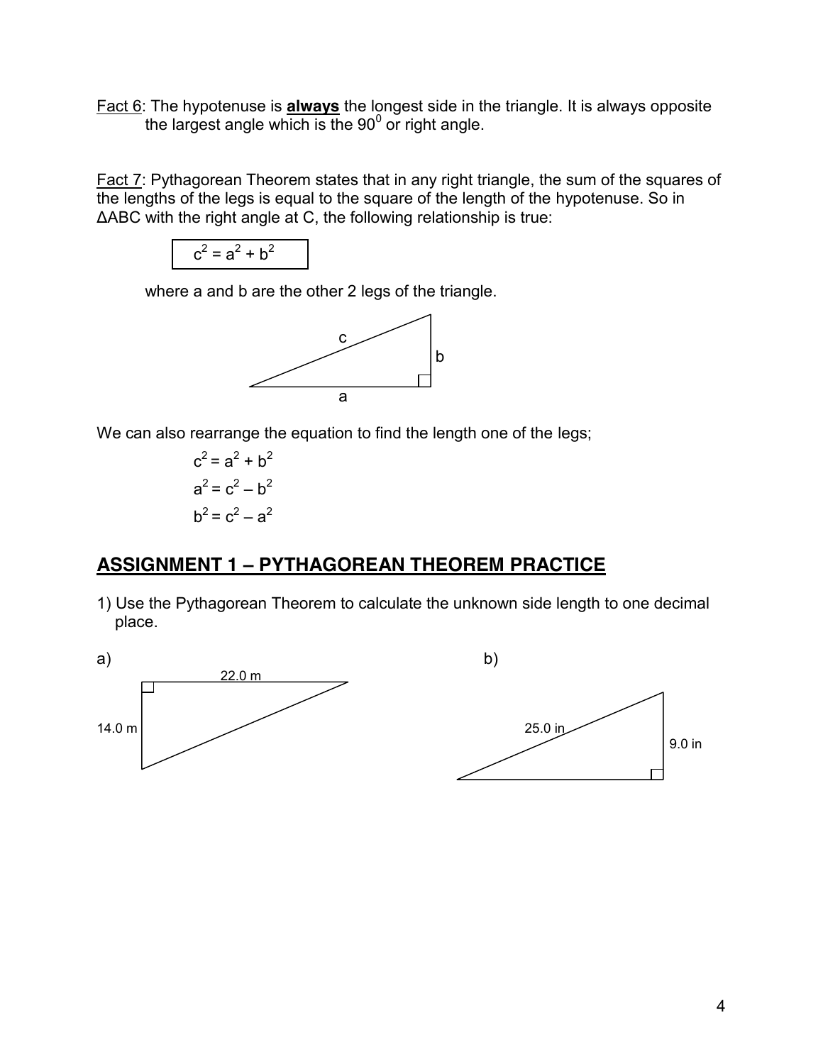Fact 6: The hypotenuse is **always** the longest side in the triangle. It is always opposite the largest angle which is the $90^0$ or right angle.

Fact 7: Pythagorean Theorem states that in any right triangle, the sum of the squares of the lengths of the legs is equal to the square of the length of the hypotenuse. So in ΔABC with the right angle at C, the following relationship is true:

$$c^2 = a^2 + b^2$$

where a and b are the other 2 legs of the triangle.

c

b

a

We can also rearrange the equation to find the length one of the legs;

$$c^2 = a^2 + b^2$$
$$a^2 = c^2 – b^2$$
$$b^2 = c^2 – a^2$$

## ASSIGNMENT 1 – PYTHAGOREAN THEOREM PRACTICE

1) Use the Pythagorean Theorem to calculate the unknown side length to one decimal place.

a)

22.0 m

14.0 m

b)

25.0 in

9.0 in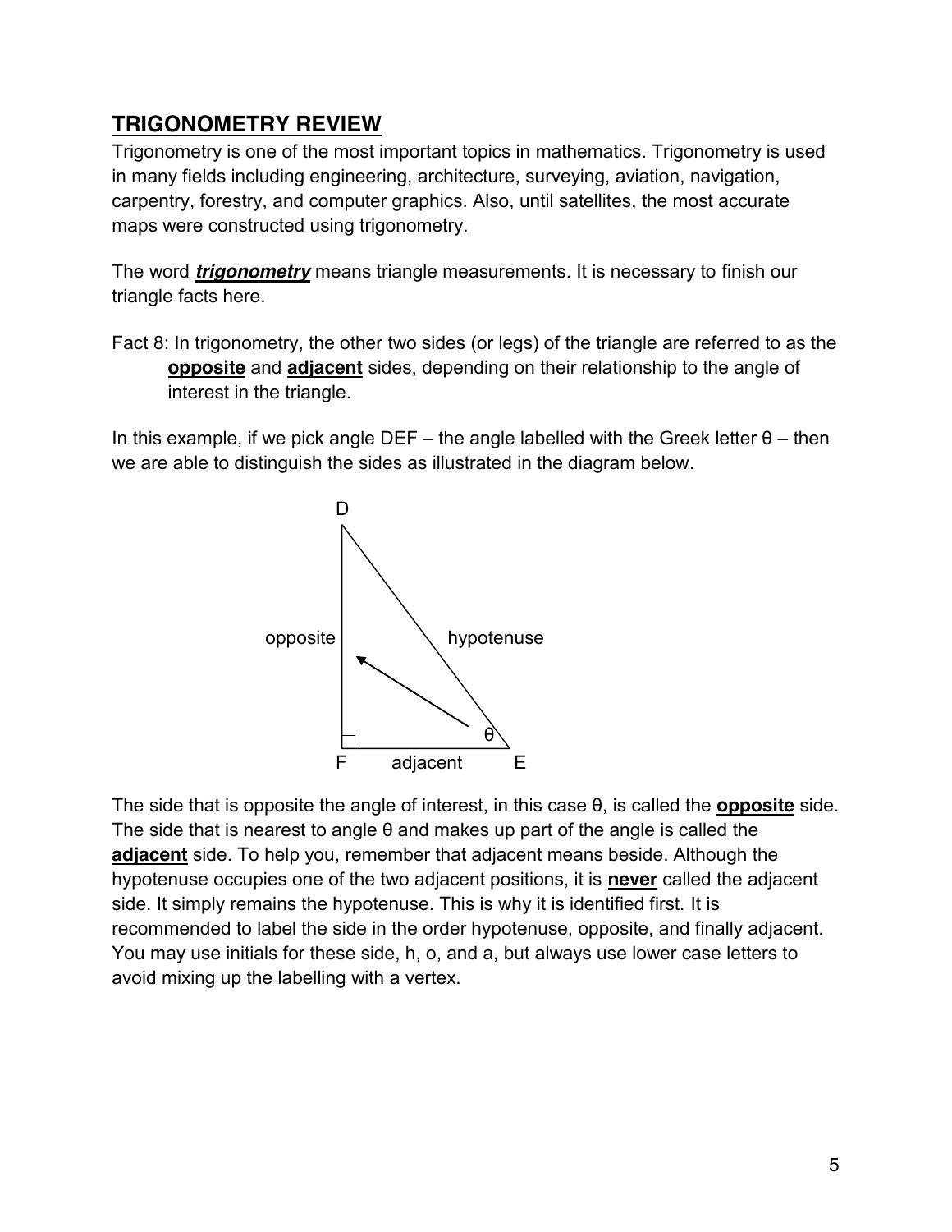## TRIGONOMETRY REVIEW

Trigonometry is one of the most important topics in mathematics. Trigonometry is used in many fields including engineering, architecture, surveying, aviation, navigation, carpentry, forestry, and computer graphics. Also, until satellites, the most accurate maps were constructed using trigonometry.

The word ***trigonometry*** means triangle measurements. It is necessary to finish our triangle facts here.

Fact 8: In trigonometry, the other two sides (or legs) of the triangle are referred to as the **opposite** and **adjacent** sides, depending on their relationship to the angle of interest in the triangle.

In this example, if we pick angle DEF – the angle labelled with the Greek letter θ – then we are able to distinguish the sides as illustrated in the diagram below.

The side that is opposite the angle of interest, in this case θ, is called the **opposite** side. The side that is nearest to angle θ and makes up part of the angle is called the **adjacent** side. To help you, remember that adjacent means beside. Although the hypotenuse occupies one of the two adjacent positions, it is **never** called the adjacent side. It simply remains the hypotenuse. This is why it is identified first. It is recommended to label the side in the order hypotenuse, opposite, and finally adjacent. You may use initials for these side, h, o, and a, but always use lower case letters to avoid mixing up the labelling with a vertex.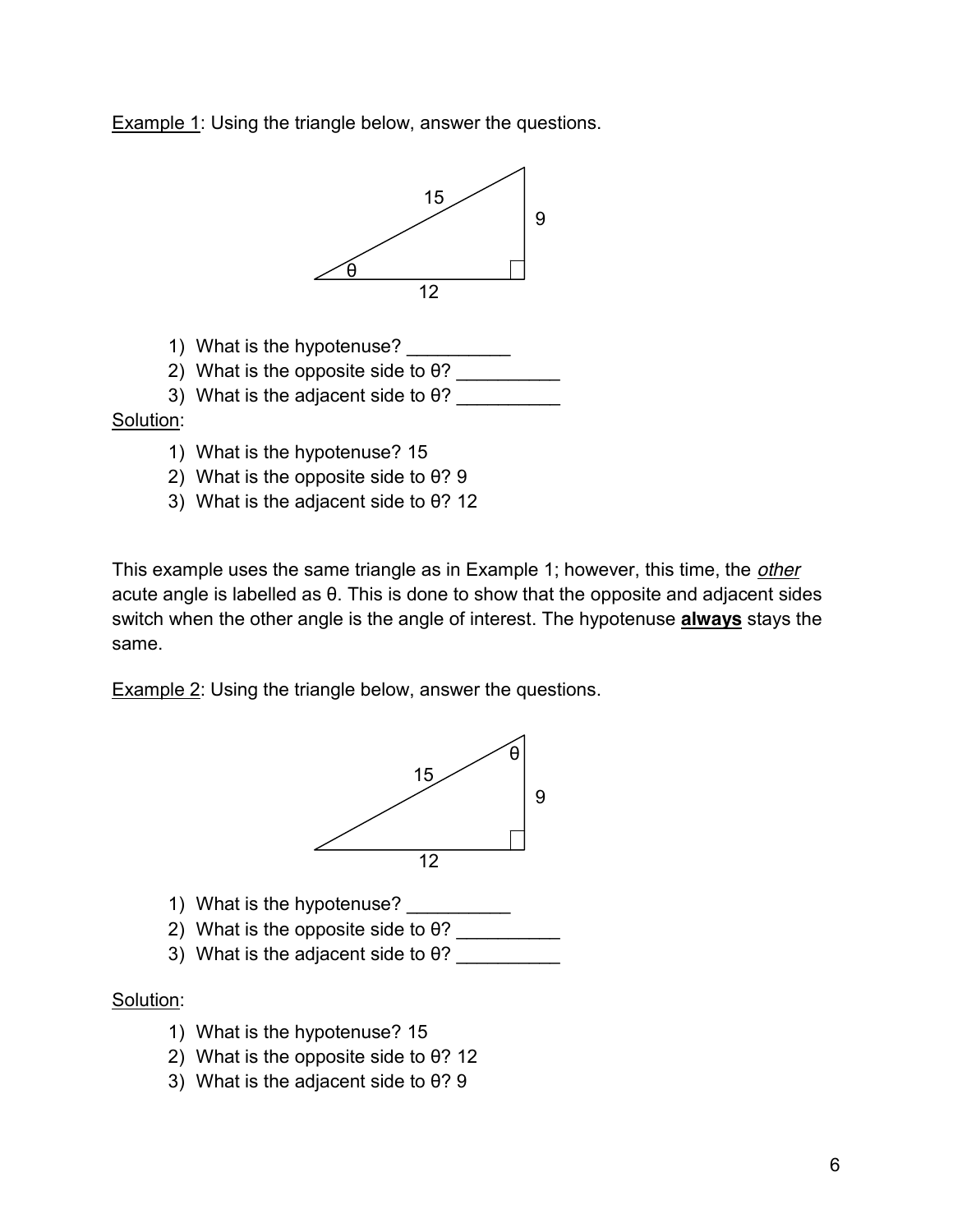<u>Example 1</u>: Using the triangle below, answer the questions.

1) What is the hypotenuse? __________
2) What is the opposite side to θ? __________
3) What is the adjacent side to θ? __________

<u>Solution</u>:

1) What is the hypotenuse? 15
2) What is the opposite side to θ? 9
3) What is the adjacent side to θ? 12

This example uses the same triangle as in Example 1; however, this time, the <u>*other*</u> acute angle is labelled as θ. This is done to show that the opposite and adjacent sides switch when the other angle is the angle of interest. The hypotenuse <u>**always**</u> stays the same.

<u>Example 2</u>: Using the triangle below, answer the questions.

1) What is the hypotenuse? __________
2) What is the opposite side to θ? __________
3) What is the adjacent side to θ? __________

<u>Solution</u>:

1) What is the hypotenuse? 15
2) What is the opposite side to θ? 12
3) What is the adjacent side to θ? 9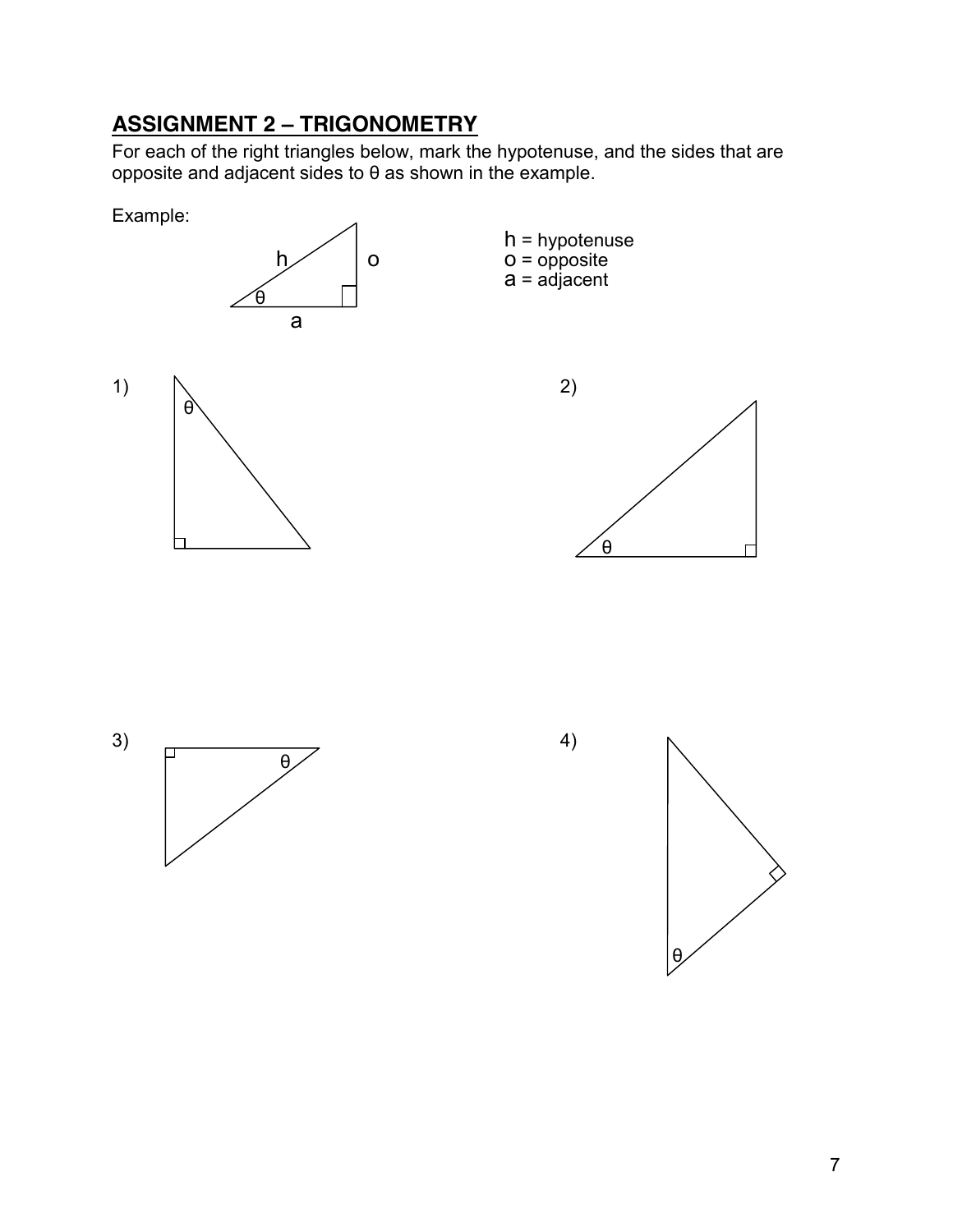## ASSIGNMENT 2 – TRIGONOMETRY

For each of the right triangles below, mark the hypotenuse, and the sides that are opposite and adjacent sides to θ as shown in the example.

Example:

h = hypotenuse
o = opposite
a = adjacent

1)

2)

3)

4)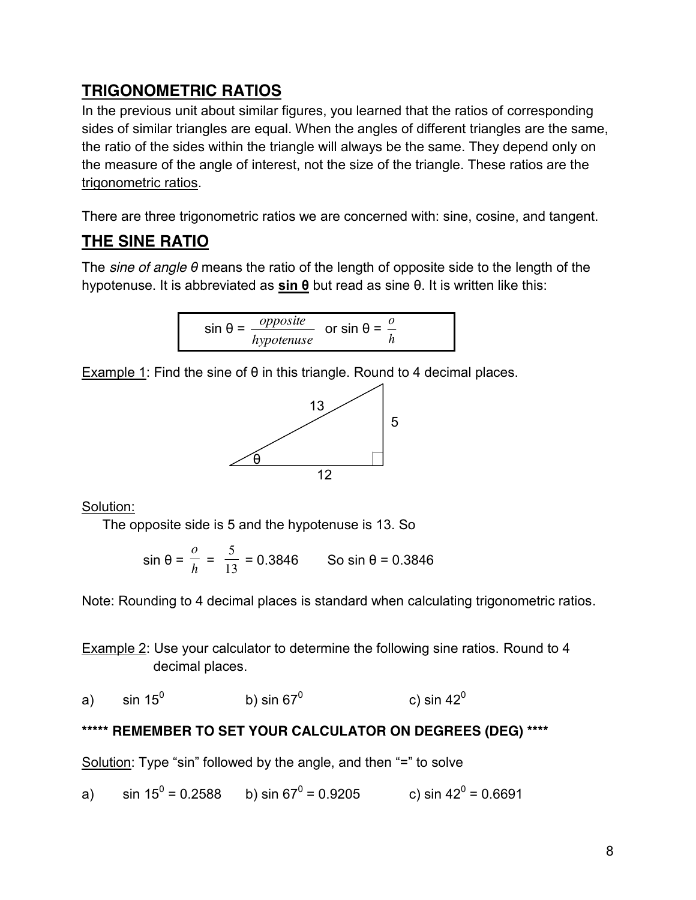## TRIGONOMETRIC RATIOS

In the previous unit about similar figures, you learned that the ratios of corresponding sides of similar triangles are equal. When the angles of different triangles are the same, the ratio of the sides within the triangle will always be the same. They depend only on the measure of the angle of interest, not the size of the triangle. These ratios are the trigonometric ratios.

There are three trigonometric ratios we are concerned with: sine, cosine, and tangent.

## THE SINE RATIO

The *sine of angle θ* means the ratio of the length of opposite side to the length of the hypotenuse. It is abbreviated as **sin θ** but read as sine θ. It is written like this:

$$\sin \theta = \frac{opposite}{hypotenuse} \quad \text{or} \quad \sin \theta = \frac{o}{h}$$

Example 1: Find the sine of θ in this triangle. Round to 4 decimal places.

(Right triangle with hypotenuse 13, side opposite θ equal to 5, and side adjacent to θ equal to 12.)

Solution:

The opposite side is 5 and the hypotenuse is 13. So

$$\sin \theta = \frac{o}{h} = \frac{5}{13} = 0.3846 \qquad \text{So } \sin \theta = 0.3846$$

Note: Rounding to 4 decimal places is standard when calculating trigonometric ratios.

Example 2: Use your calculator to determine the following sine ratios. Round to 4 decimal places.

a) $\sin 15^0$ b) $\sin 67^0$ c) $\sin 42^0$

**\*\*\*\*\* REMEMBER TO SET YOUR CALCULATOR ON DEGREES (DEG) \*\*\*\***

Solution: Type "sin" followed by the angle, and then "=" to solve

a) $\sin 15^0 = 0.2588$ b) $\sin 67^0 = 0.9205$ c) $\sin 42^0 = 0.6691$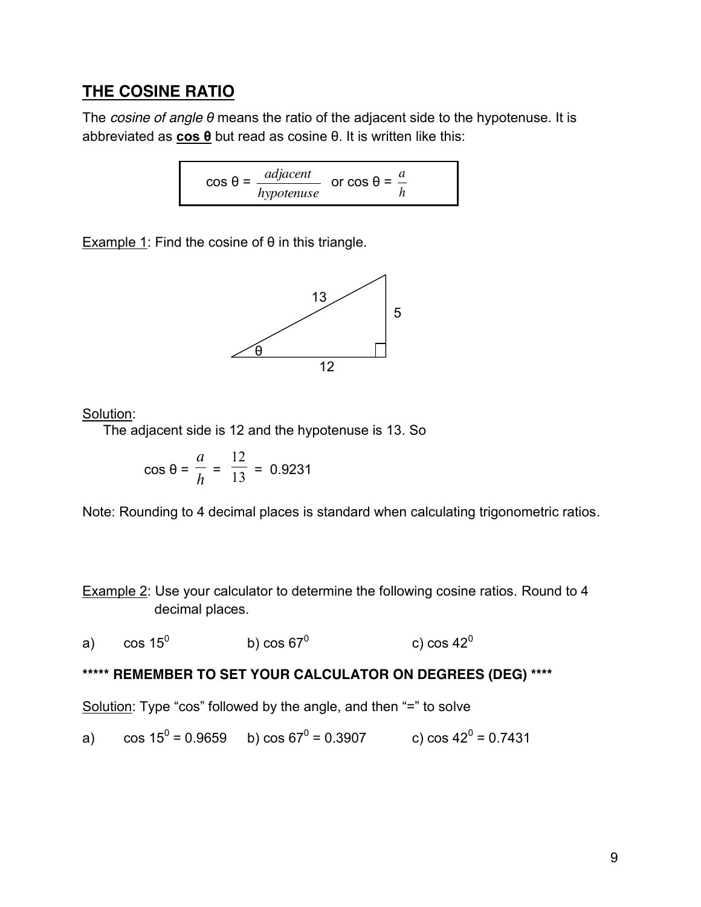## THE COSINE RATIO

The *cosine of angle θ* means the ratio of the adjacent side to the hypotenuse. It is abbreviated as **cos θ** but read as cosine θ. It is written like this:

$$\cos \theta = \frac{adjacent}{hypotenuse} \quad \text{or} \quad \cos \theta = \frac{a}{h}$$

Example 1: Find the cosine of θ in this triangle.

13

5

θ

12

Solution:

The adjacent side is 12 and the hypotenuse is 13. So

$$\cos \theta = \frac{a}{h} = \frac{12}{13} = 0.9231$$

Note: Rounding to 4 decimal places is standard when calculating trigonometric ratios.

Example 2: Use your calculator to determine the following cosine ratios. Round to 4 decimal places.

a) $\cos 15^0$   b) $\cos 67^0$   c) $\cos 42^0$

**\***** REMEMBER TO SET YOUR CALCULATOR ON DEGREES (DEG) \****

Solution: Type "cos" followed by the angle, and then "=" to solve

a) $\cos 15^0 = 0.9659$   b) $\cos 67^0 = 0.3907$   c) $\cos 42^0 = 0.7431$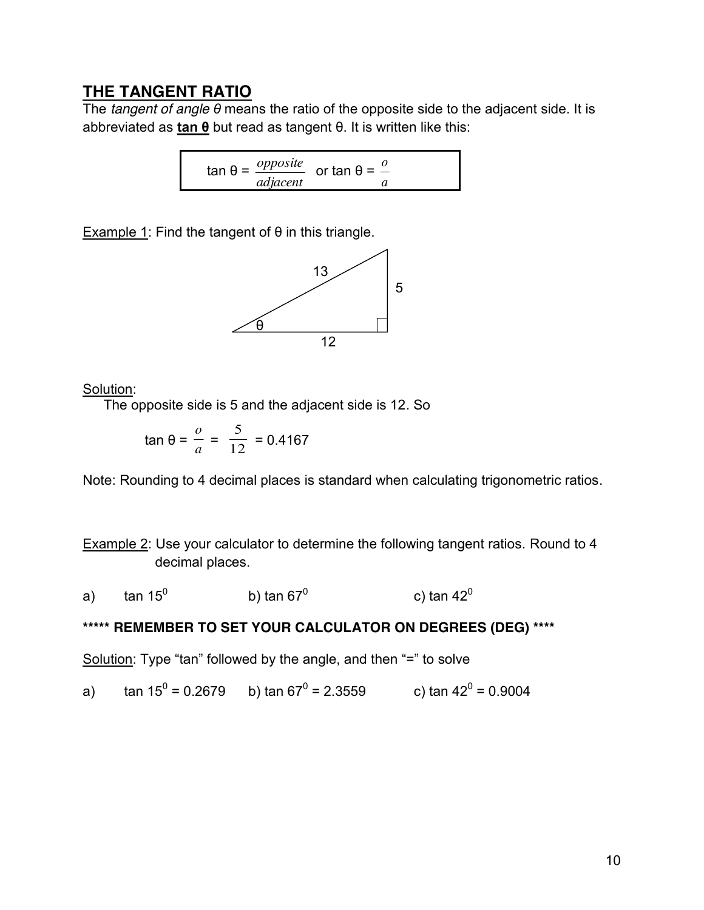## THE TANGENT RATIO

The *tangent of angle θ* means the ratio of the opposite side to the adjacent side. It is abbreviated as **tan θ** but read as tangent θ. It is written like this:

$$\tan\theta = \frac{opposite}{adjacent} \quad \text{or} \quad \tan\theta = \frac{o}{a}$$

Example 1: Find the tangent of θ in this triangle.

Solution:

The opposite side is 5 and the adjacent side is 12. So

$$\tan\theta = \frac{o}{a} = \frac{5}{12} = 0.4167$$

Note: Rounding to 4 decimal places is standard when calculating trigonometric ratios.

Example 2: Use your calculator to determine the following tangent ratios. Round to 4 decimal places.

a) $\tan 15^0$ b) $\tan 67^0$ c) $\tan 42^0$

**\*\*\*\*\* REMEMBER TO SET YOUR CALCULATOR ON DEGREES (DEG) \*\*\*\***

Solution: Type "tan" followed by the angle, and then "=" to solve

a) $\tan 15^0 = 0.2679$ b) $\tan 67^0 = 2.3559$ c) $\tan 42^0 = 0.9004$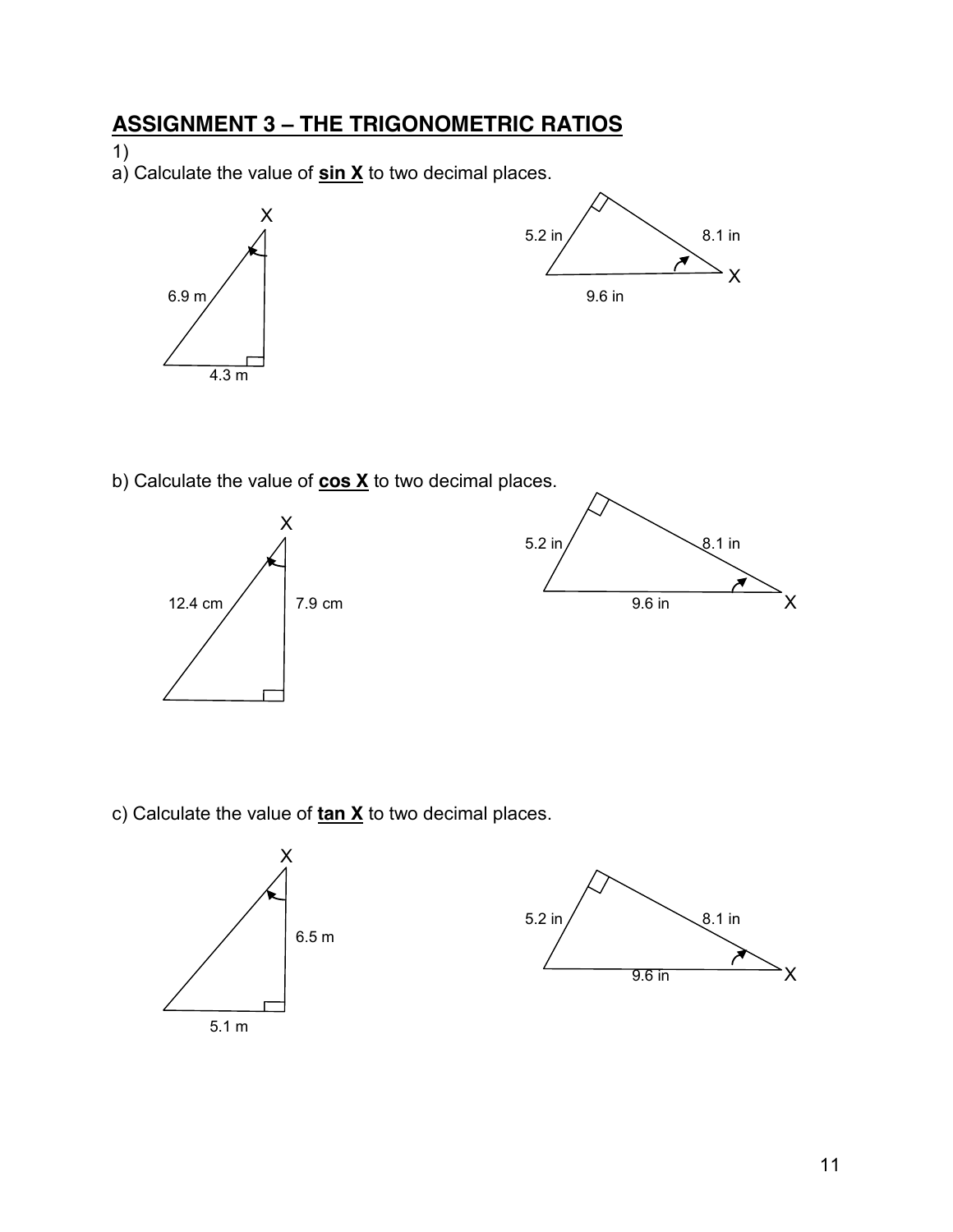## ASSIGNMENT 3 – THE TRIGONOMETRIC RATIOS

1)

a) Calculate the value of **sin X** to two decimal places.

6.9 m

4.3 m

5.2 in

8.1 in

9.6 in

b) Calculate the value of **cos X** to two decimal places.

12.4 cm

7.9 cm

5.2 in

8.1 in

9.6 in

c) Calculate the value of **tan X** to two decimal places.

6.5 m

5.1 m

5.2 in

8.1 in

9.6 in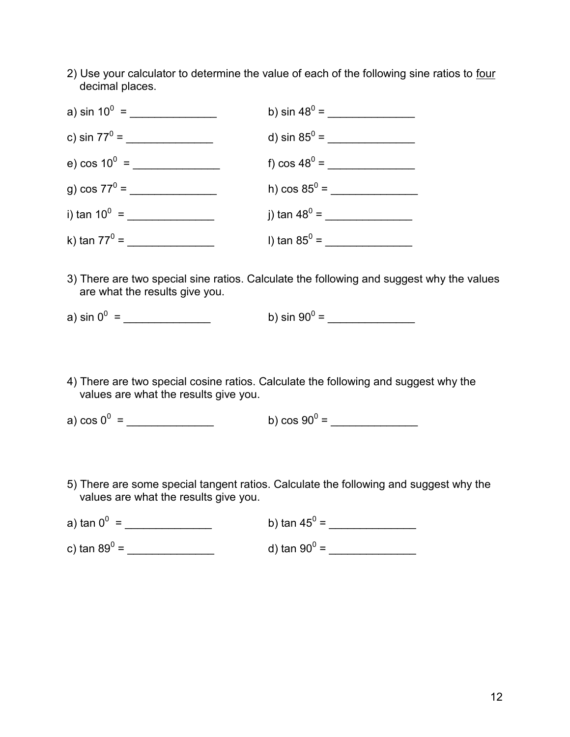2) Use your calculator to determine the value of each of the following sine ratios to <u>four</u> decimal places.

a) $\sin 10^0$ = ______________ b) $\sin 48^0$ = ______________

c) $\sin 77^0$ = ______________ d) $\sin 85^0$ = ______________

e) $\cos 10^0$ = ______________ f) $\cos 48^0$ = ______________

g) $\cos 77^0$ = ______________ h) $\cos 85^0$ = ______________

i) $\tan 10^0$ = ______________ j) $\tan 48^0$ = ______________

k) $\tan 77^0$ = ______________ l) $\tan 85^0$ = ______________

3) There are two special sine ratios. Calculate the following and suggest why the values are what the results give you.

a) $\sin 0^0$ = ______________ b) $\sin 90^0$ = ______________

4) There are two special cosine ratios. Calculate the following and suggest why the values are what the results give you.

a) $\cos 0^0$ = ______________ b) $\cos 90^0$ = ______________

5) There are some special tangent ratios. Calculate the following and suggest why the values are what the results give you.

a) $\tan 0^0$ = ______________ b) $\tan 45^0$ = ______________

c) $\tan 89^0$ = ______________ d) $\tan 90^0$ = ______________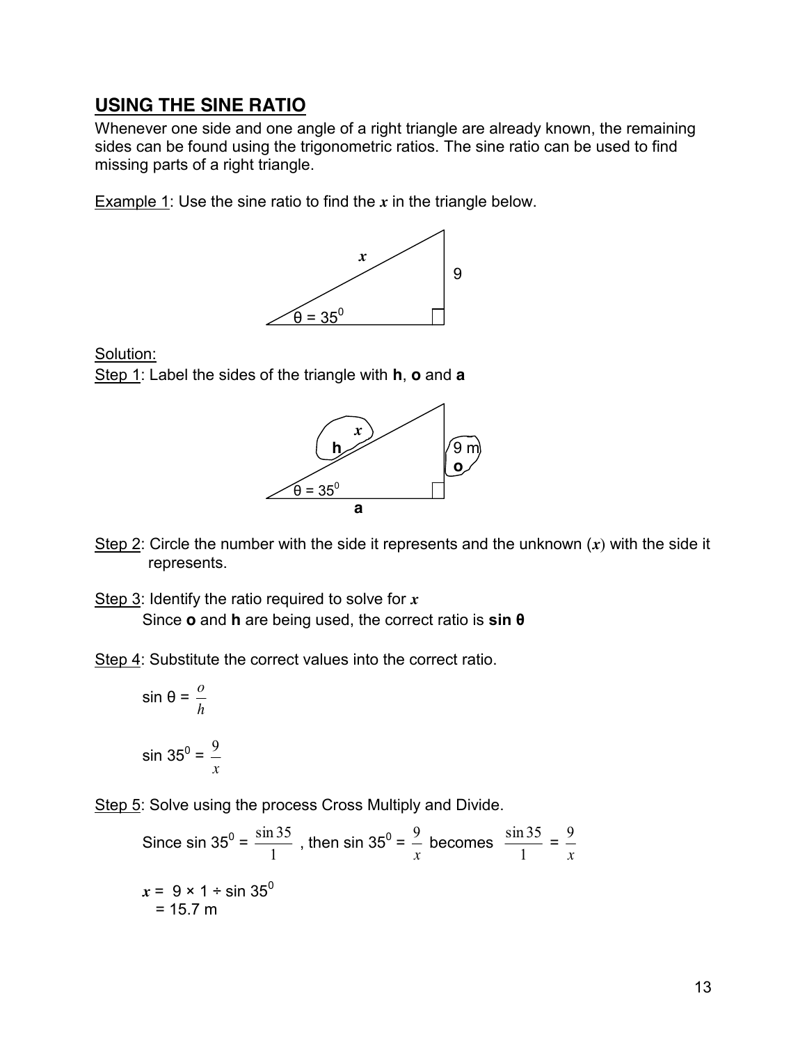## USING THE SINE RATIO

Whenever one side and one angle of a right triangle are already known, the remaining sides can be found using the trigonometric ratios. The sine ratio can be used to find missing parts of a right triangle.

Example 1: Use the sine ratio to find the $x$ in the triangle below.

Solution:

Step 1: Label the sides of the triangle with **h**, **o** and **a**

Step 2: Circle the number with the side it represents and the unknown ($x$) with the side it represents.

Step 3: Identify the ratio required to solve for $x$
Since **o** and **h** are being used, the correct ratio is **sin θ**

Step 4: Substitute the correct values into the correct ratio.

$$\sin \theta = \frac{o}{h}$$

$$\sin 35^0 = \frac{9}{x}$$

Step 5: Solve using the process Cross Multiply and Divide.

Since $\sin 35^0 = \frac{\sin 35}{1}$ , then $\sin 35^0 = \frac{9}{x}$ becomes $\frac{\sin 35}{1} = \frac{9}{x}$

$x = 9 \times 1 \div \sin 35^0$
$= 15.7$ m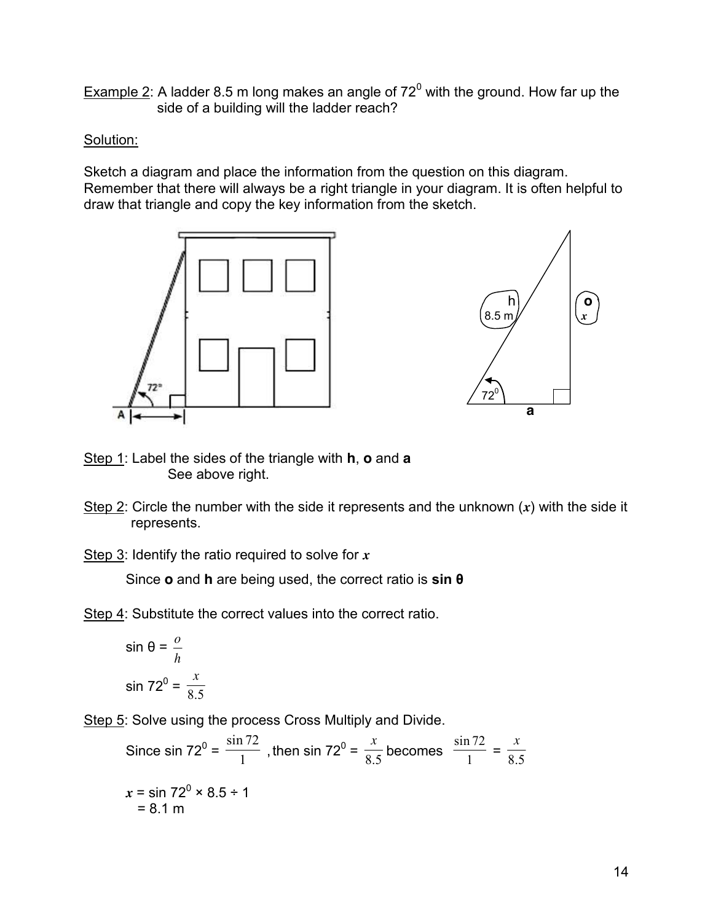Example 2: A ladder 8.5 m long makes an angle of $72^0$ with the ground. How far up the side of a building will the ladder reach?

Solution:

Sketch a diagram and place the information from the question on this diagram. Remember that there will always be a right triangle in your diagram. It is often helpful to draw that triangle and copy the key information from the sketch.

Step 1: Label the sides of the triangle with **h**, **o** and **a**

See above right.

Step 2: Circle the number with the side it represents and the unknown ($x$) with the side it represents.

Step 3: Identify the ratio required to solve for $x$

Since **o** and **h** are being used, the correct ratio is **sin θ**

Step 4: Substitute the correct values into the correct ratio.

$\sin \theta = \frac{o}{h}$

$\sin 72^0 = \frac{x}{8.5}$

Step 5: Solve using the process Cross Multiply and Divide.

Since $\sin 72^0 = \frac{\sin 72}{1}$, then $\sin 72^0 = \frac{x}{8.5}$ becomes $\frac{\sin 72}{1} = \frac{x}{8.5}$

$x = \sin 72^0 \times 8.5 \div 1$

$= 8.1$ m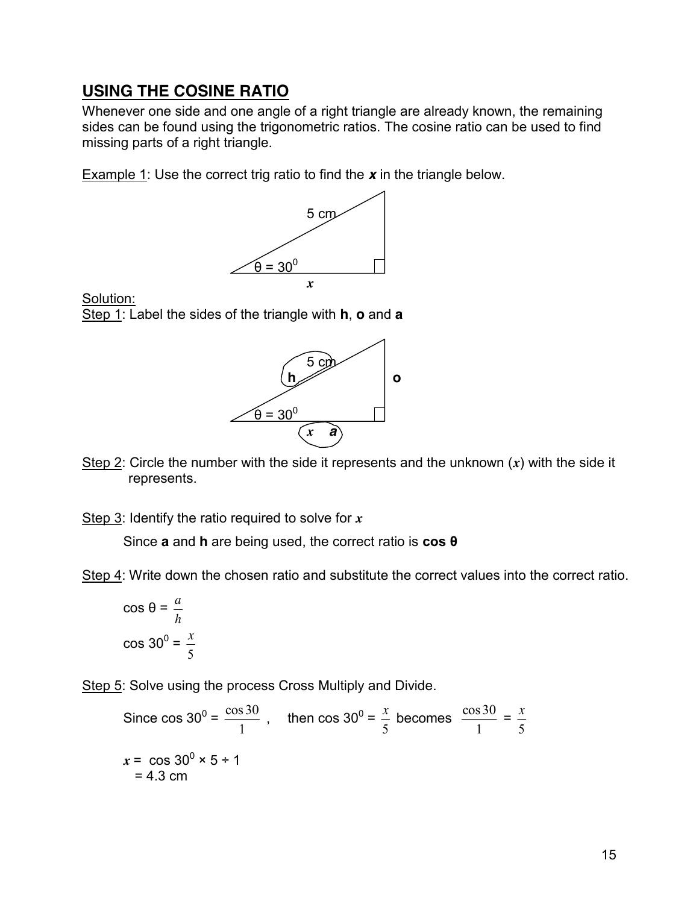## USING THE COSINE RATIO

Whenever one side and one angle of a right triangle are already known, the remaining sides can be found using the trigonometric ratios. The cosine ratio can be used to find missing parts of a right triangle.

Example 1: Use the correct trig ratio to find the ***x*** in the triangle below.

5 cm

$\theta = 30^0$

$x$

Solution:

Step 1: Label the sides of the triangle with **h**, **o** and **a**

5 cm **h** **o**

$\theta = 30^0$

$x$ **a**

Step 2: Circle the number with the side it represents and the unknown ($x$) with the side it represents.

Step 3: Identify the ratio required to solve for $x$

Since **a** and **h** are being used, the correct ratio is **cos θ**

Step 4: Write down the chosen ratio and substitute the correct values into the correct ratio.

$$\cos \theta = \frac{a}{h}$$

$$\cos 30^0 = \frac{x}{5}$$

Step 5: Solve using the process Cross Multiply and Divide.

Since $\cos 30^0 = \frac{\cos 30}{1}$ , then $\cos 30^0 = \frac{x}{5}$ becomes $\frac{\cos 30}{1} = \frac{x}{5}$

$x = \cos 30^0 \times 5 \div 1$

$= 4.3$ cm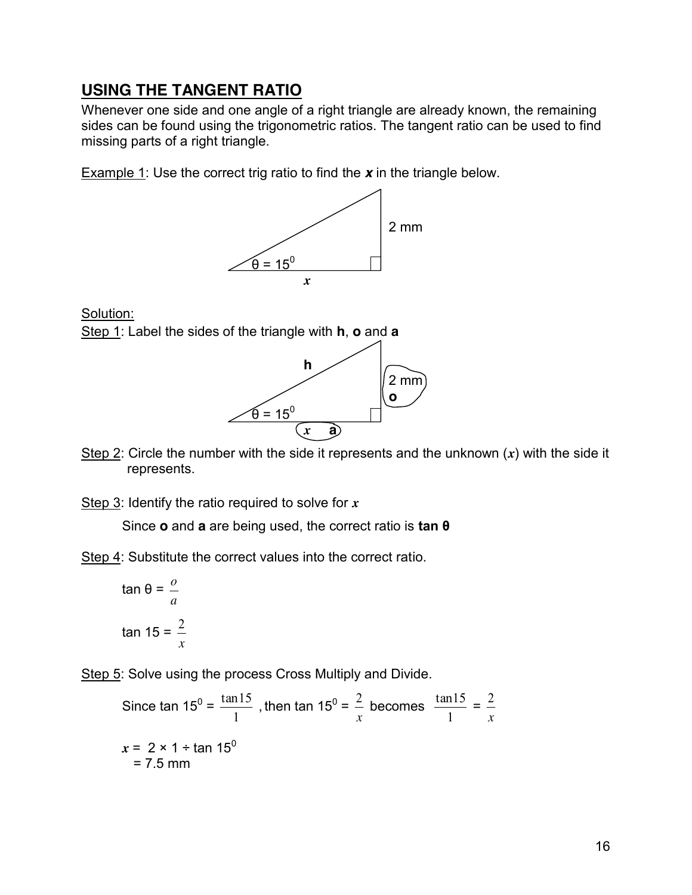## USING THE TANGENT RATIO

Whenever one side and one angle of a right triangle are already known, the remaining sides can be found using the trigonometric ratios. The tangent ratio can be used to find missing parts of a right triangle.

Example 1: Use the correct trig ratio to find the $x$ in the triangle below.

2 mm

$\theta = 15^0$

$x$

Solution:

Step 1: Label the sides of the triangle with **h**, **o** and **a**

h

2 mm

o

$\theta = 15^0$

$x$ a

Step 2: Circle the number with the side it represents and the unknown ($x$) with the side it represents.

Step 3: Identify the ratio required to solve for $x$

Since **o** and **a** are being used, the correct ratio is **tan θ**

Step 4: Substitute the correct values into the correct ratio.

$$\tan \theta = \frac{o}{a}$$

$$\tan 15 = \frac{2}{x}$$

Step 5: Solve using the process Cross Multiply and Divide.

Since $\tan 15^0 = \frac{\tan 15}{1}$, then $\tan 15^0 = \frac{2}{x}$ becomes $\frac{\tan 15}{1} = \frac{2}{x}$

$x = 2 \times 1 \div \tan 15^0$
$= 7.5$ mm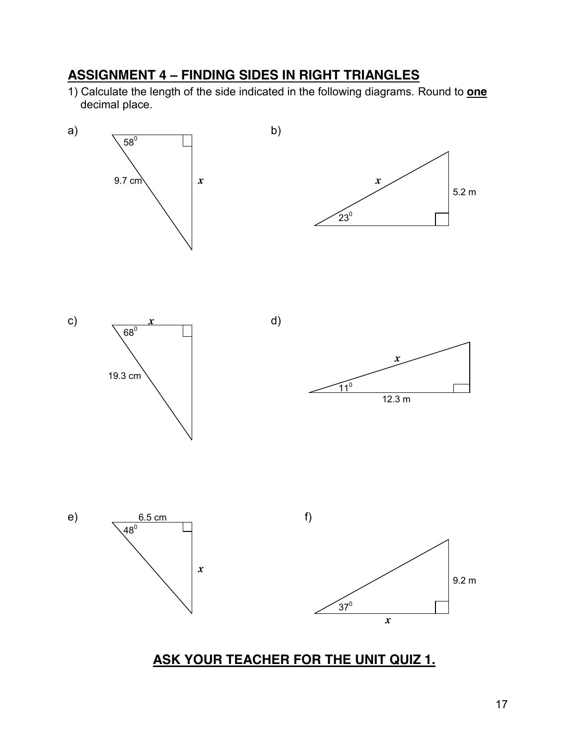## ASSIGNMENT 4 – FINDING SIDES IN RIGHT TRIANGLES

1) Calculate the length of the side indicated in the following diagrams. Round to **one** decimal place.

a) $58^0$, 9.7 cm, $x$

b) $x$, 5.2 m, $23^0$

c) $x$, $68^0$, 19.3 cm

d) $x$, $11^0$, 12.3 m

e) 6.5 cm, $48^0$, $x$

f) 9.2 m, $37^0$, $x$

**ASK YOUR TEACHER FOR THE UNIT QUIZ 1.**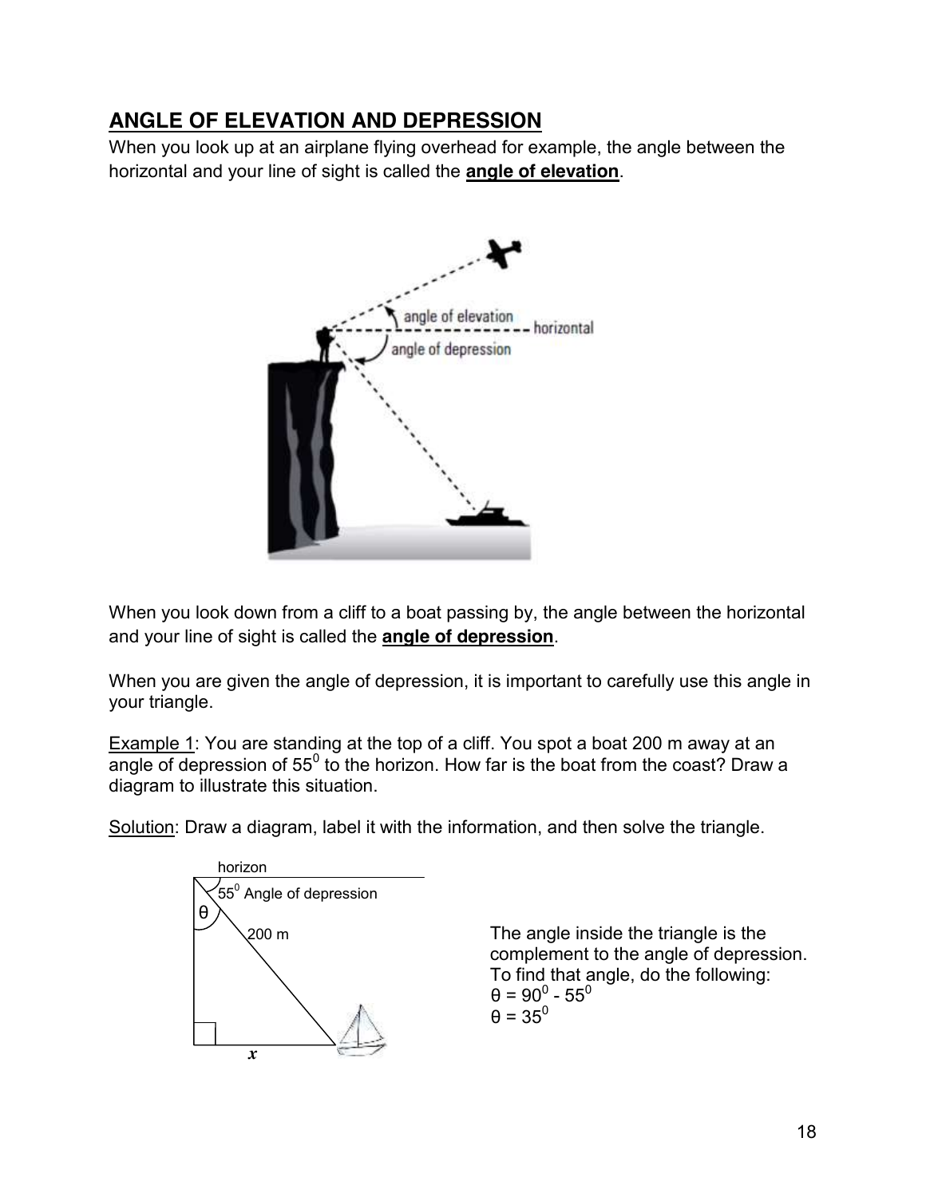## ANGLE OF ELEVATION AND DEPRESSION

When you look up at an airplane flying overhead for example, the angle between the horizontal and your line of sight is called the **angle of elevation**.

When you look down from a cliff to a boat passing by, the angle between the horizontal and your line of sight is called the **angle of depression**.

When you are given the angle of depression, it is important to carefully use this angle in your triangle.

Example 1: You are standing at the top of a cliff. You spot a boat 200 m away at an angle of depression of $55^0$ to the horizon. How far is the boat from the coast? Draw a diagram to illustrate this situation.

Solution: Draw a diagram, label it with the information, and then solve the triangle.

The angle inside the triangle is the complement to the angle of depression. To find that angle, do the following:

$\theta = 90^0 - 55^0$

$\theta = 35^0$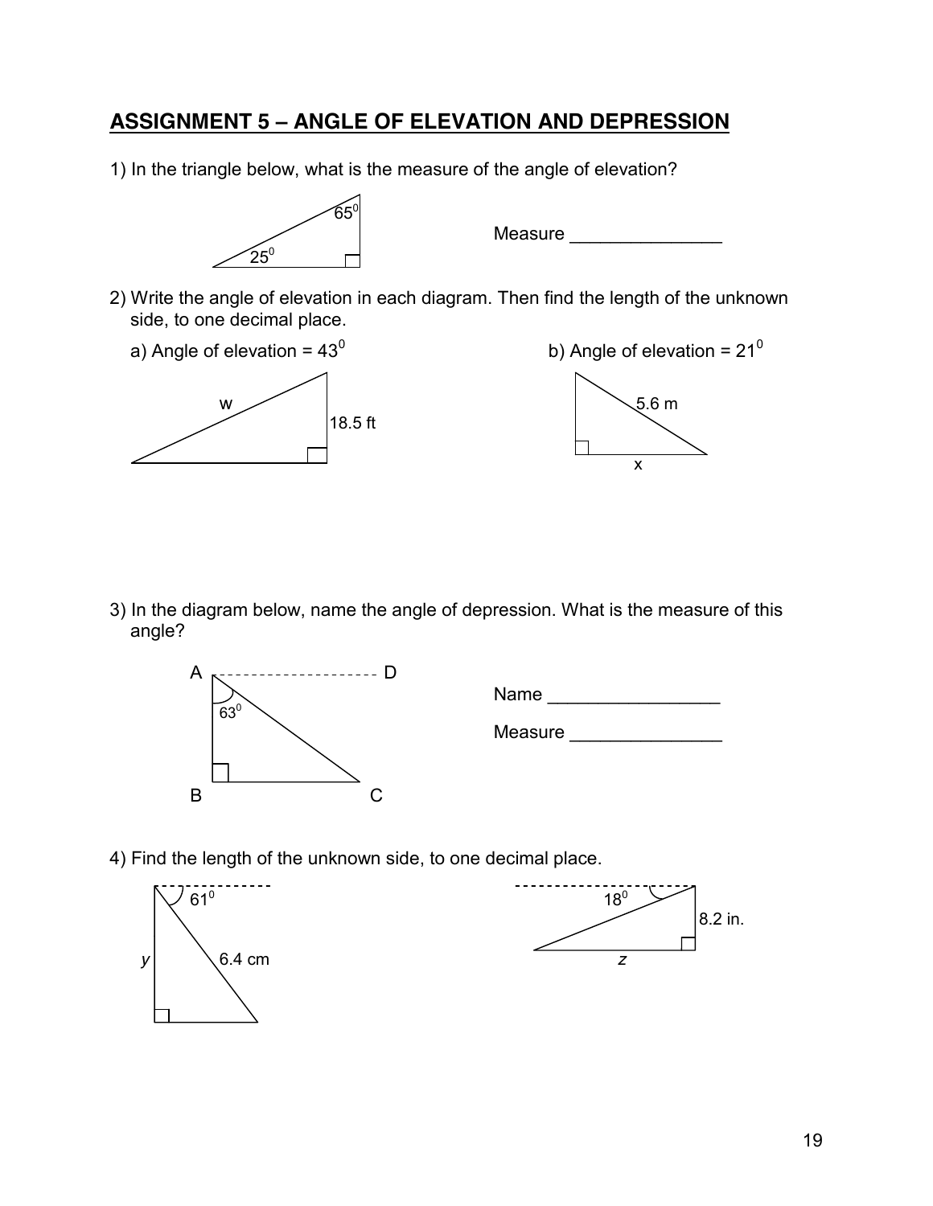## ASSIGNMENT 5 – ANGLE OF ELEVATION AND DEPRESSION

1) In the triangle below, what is the measure of the angle of elevation?

$65^0$

$25^0$

Measure _______________

2) Write the angle of elevation in each diagram. Then find the length of the unknown side, to one decimal place.

a) Angle of elevation = $43^0$

w

18.5 ft

b) Angle of elevation = $21^0$

5.6 m

x

3) In the diagram below, name the angle of depression. What is the measure of this angle?

A D

$63^0$

B C

Name _________________

Measure _______________

4) Find the length of the unknown side, to one decimal place.

$61^0$

$y$

6.4 cm

$18^0$

8.2 in.

$z$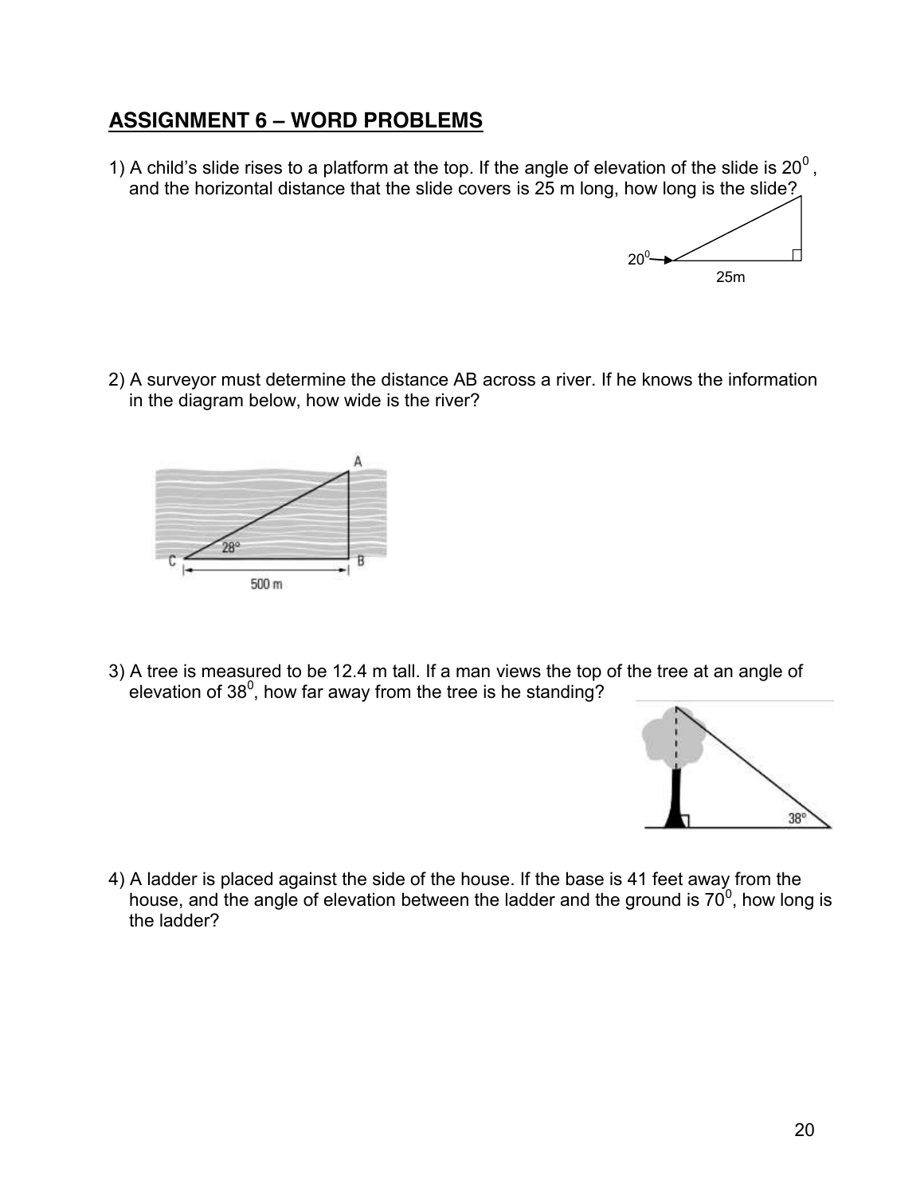## ASSIGNMENT 6 – WORD PROBLEMS

1) A child's slide rises to a platform at the top. If the angle of elevation of the slide is $20^0$, and the horizontal distance that the slide covers is 25 m long, how long is the slide?

2) A surveyor must determine the distance AB across a river. If he knows the information in the diagram below, how wide is the river?

3) A tree is measured to be 12.4 m tall. If a man views the top of the tree at an angle of elevation of $38^0$, how far away from the tree is he standing?

4) A ladder is placed against the side of the house. If the base is 41 feet away from the house, and the angle of elevation between the ladder and the ground is $70^0$, how long is the ladder?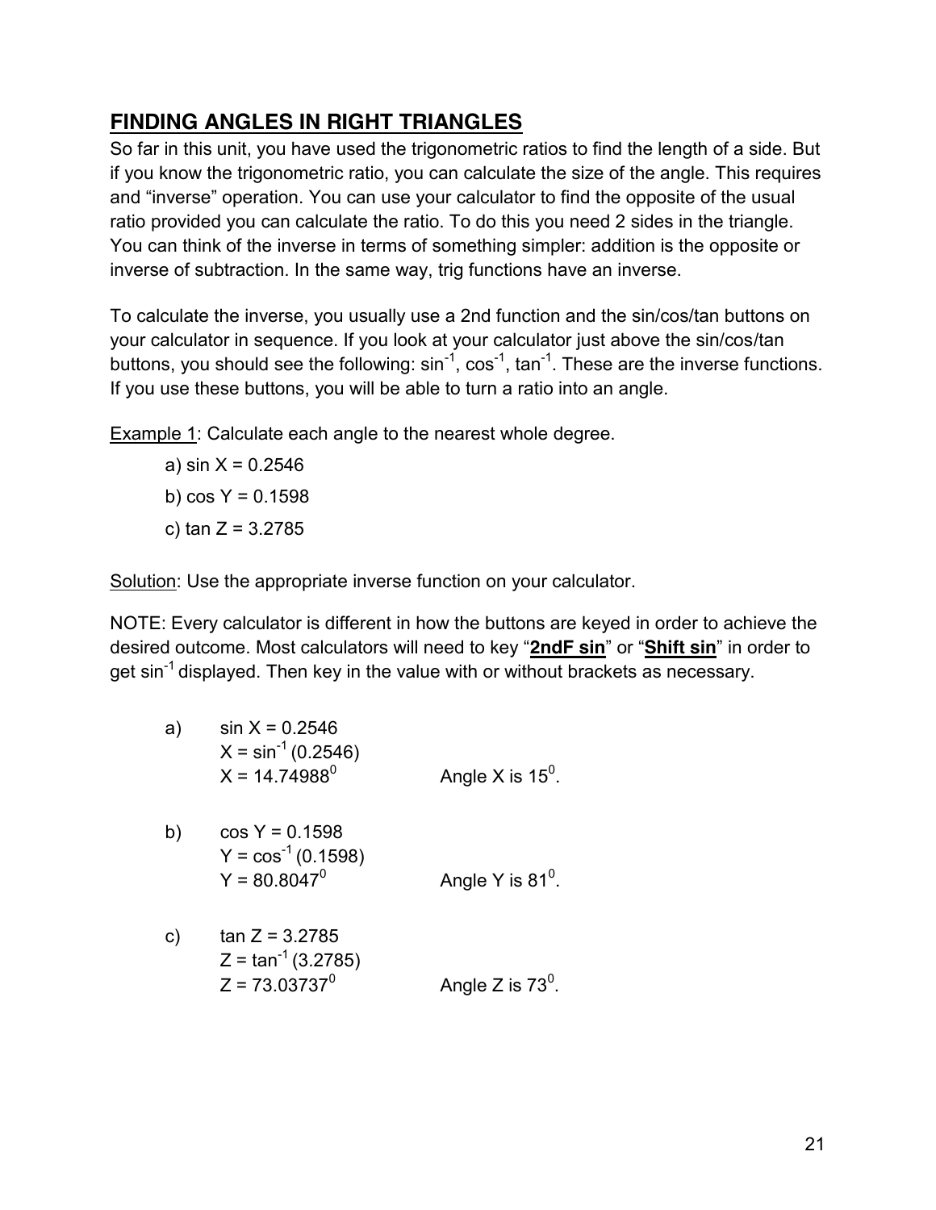## FINDING ANGLES IN RIGHT TRIANGLES

So far in this unit, you have used the trigonometric ratios to find the length of a side. But if you know the trigonometric ratio, you can calculate the size of the angle. This requires and "inverse" operation. You can use your calculator to find the opposite of the usual ratio provided you can calculate the ratio. To do this you need 2 sides in the triangle. You can think of the inverse in terms of something simpler: addition is the opposite or inverse of subtraction. In the same way, trig functions have an inverse.

To calculate the inverse, you usually use a 2nd function and the sin/cos/tan buttons on your calculator in sequence. If you look at your calculator just above the sin/cos/tan buttons, you should see the following: $\sin^{-1}$, $\cos^{-1}$, $\tan^{-1}$. These are the inverse functions. If you use these buttons, you will be able to turn a ratio into an angle.

Example 1: Calculate each angle to the nearest whole degree.

a) $\sin X = 0.2546$

b) $\cos Y = 0.1598$

c) $\tan Z = 3.2785$

Solution: Use the appropriate inverse function on your calculator.

NOTE: Every calculator is different in how the buttons are keyed in order to achieve the desired outcome. Most calculators will need to key "**2ndF sin**" or "**Shift sin**" in order to get $\sin^{-1}$ displayed. Then key in the value with or without brackets as necessary.

a) $\sin X = 0.2546$
$X = \sin^{-1}(0.2546)$
$X = 14.74988^0$ Angle X is $15^0$.

b) $\cos Y = 0.1598$
$Y = \cos^{-1}(0.1598)$
$Y = 80.8047^0$ Angle Y is $81^0$.

c) $\tan Z = 3.2785$
$Z = \tan^{-1}(3.2785)$
$Z = 73.03737^0$ Angle Z is $73^0$.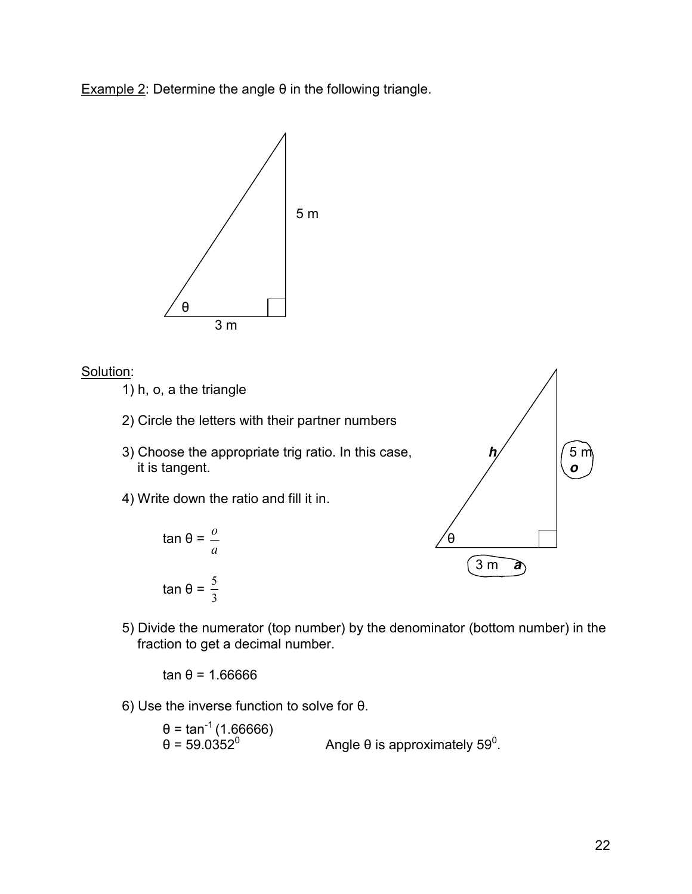Example 2: Determine the angle θ in the following triangle.

Solution:

1) h, o, a the triangle

2) Circle the letters with their partner numbers

3) Choose the appropriate trig ratio. In this case, it is tangent.

4) Write down the ratio and fill it in.

$$\tan \theta = \frac{o}{a}$$

$$\tan \theta = \frac{5}{3}$$

5) Divide the numerator (top number) by the denominator (bottom number) in the fraction to get a decimal number.

$$\tan \theta = 1.66666$$

6) Use the inverse function to solve for θ.

$$\theta = \tan^{-1}(1.66666)$$
$$\theta = 59.0352^0$$

Angle θ is approximately $59^0$.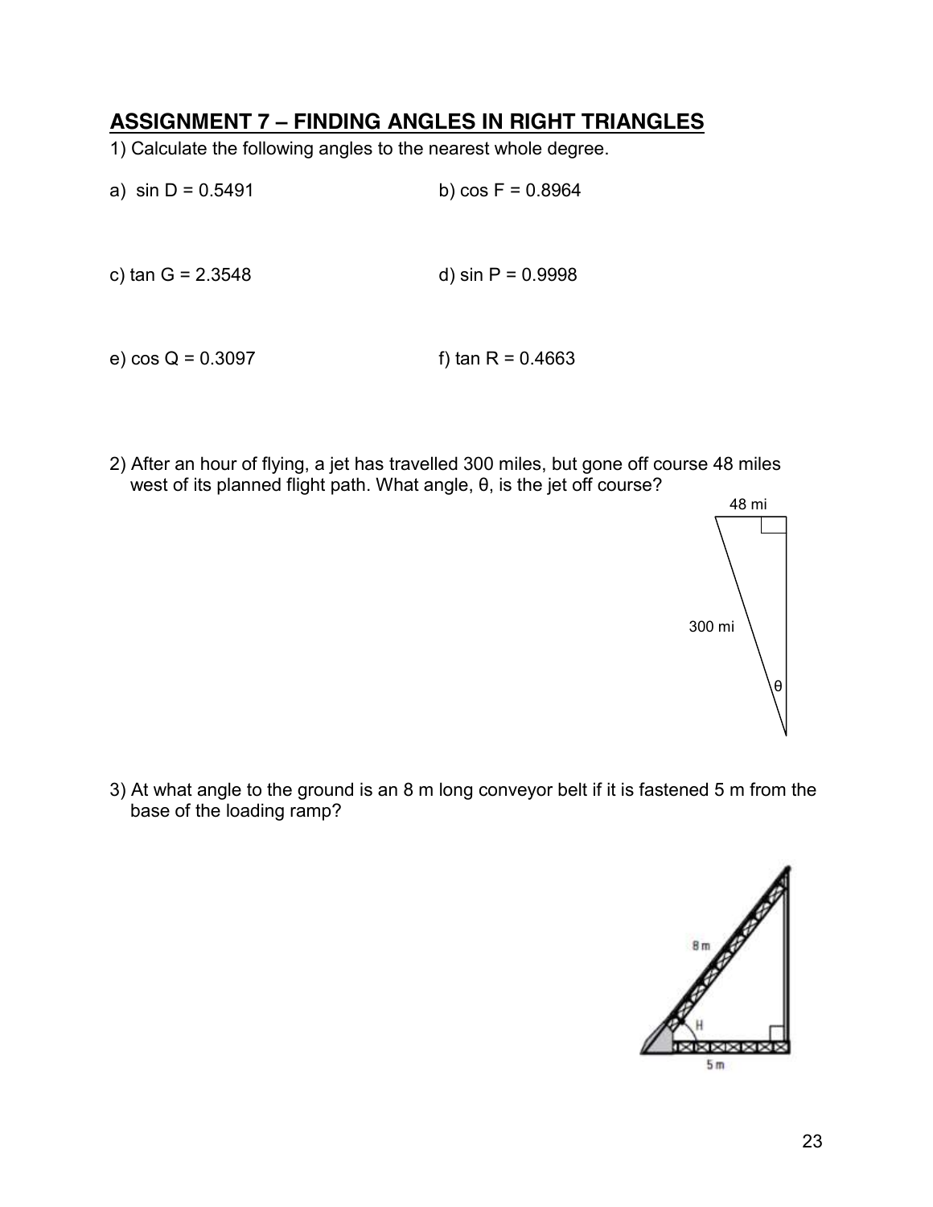## ASSIGNMENT 7 – FINDING ANGLES IN RIGHT TRIANGLES

1) Calculate the following angles to the nearest whole degree.

a) $\sin D = 0.5491$

b) $\cos F = 0.8964$

c) $\tan G = 2.3548$

d) $\sin P = 0.9998$

e) $\cos Q = 0.3097$

f) $\tan R = 0.4663$

2) After an hour of flying, a jet has travelled 300 miles, but gone off course 48 miles west of its planned flight path. What angle, θ, is the jet off course?

48 mi

300 mi

θ

3) At what angle to the ground is an 8 m long conveyor belt if it is fastened 5 m from the base of the loading ramp?

8 m

H

5 m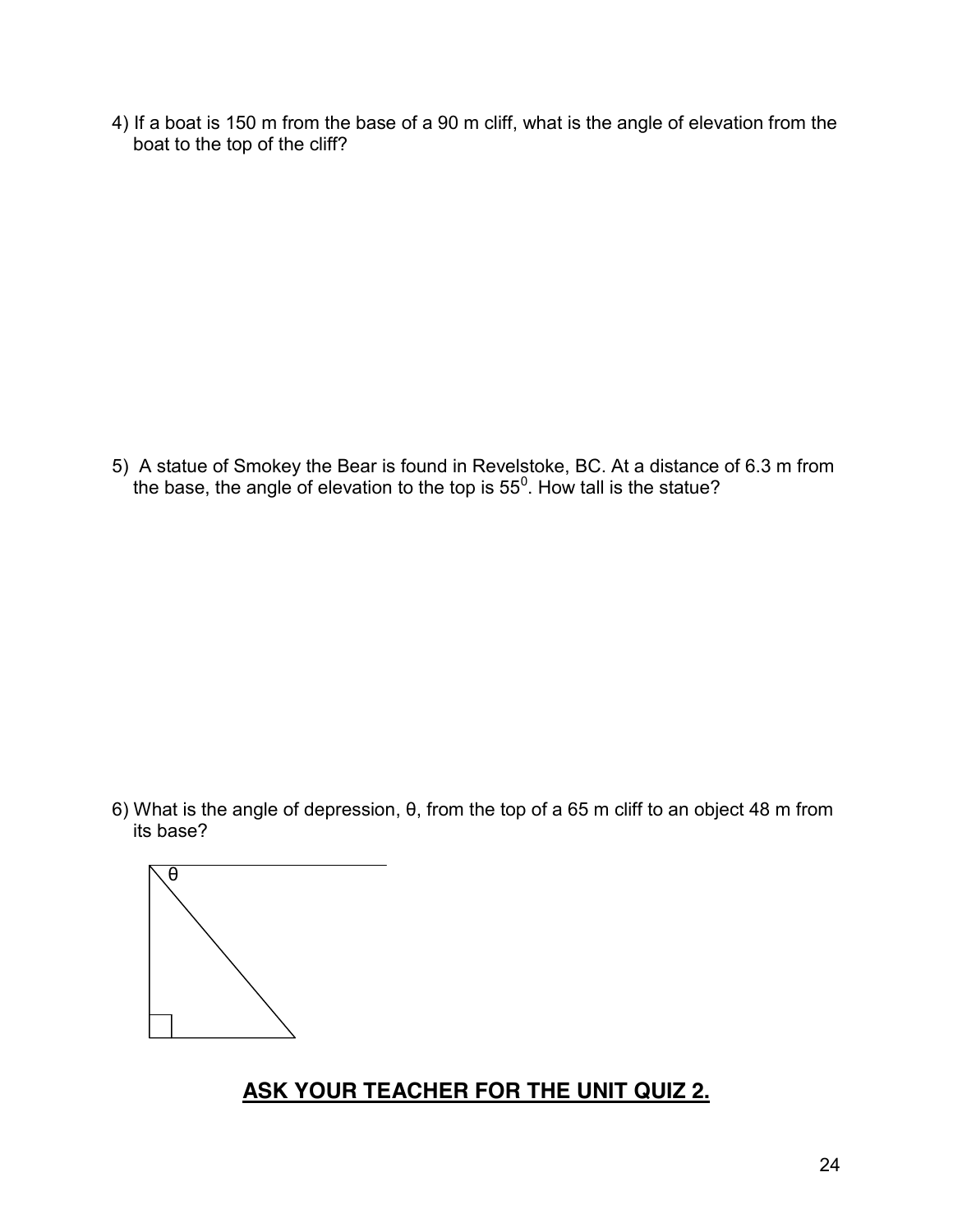4) If a boat is 150 m from the base of a 90 m cliff, what is the angle of elevation from the boat to the top of the cliff?

5) A statue of Smokey the Bear is found in Revelstoke, BC. At a distance of 6.3 m from the base, the angle of elevation to the top is $55^0$. How tall is the statue?

6) What is the angle of depression, θ, from the top of a 65 m cliff to an object 48 m from its base?

**ASK YOUR TEACHER FOR THE UNIT QUIZ 2.**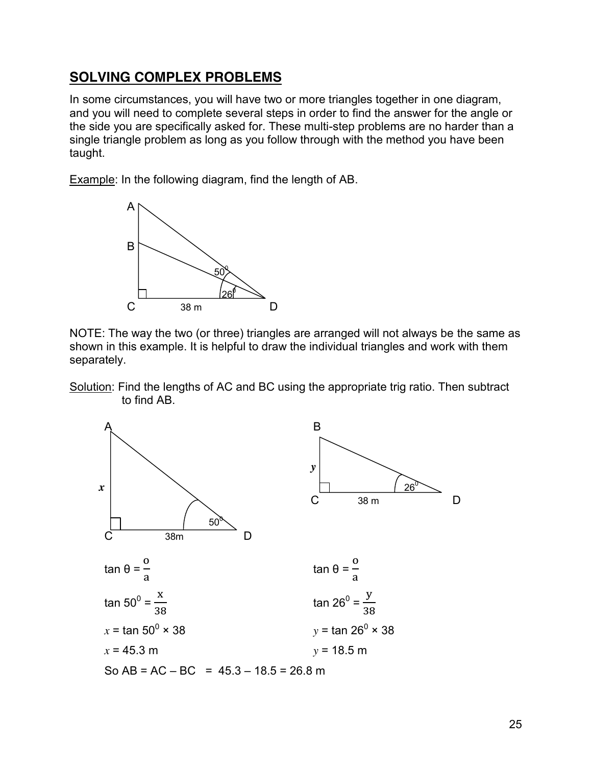## SOLVING COMPLEX PROBLEMS

In some circumstances, you will have two or more triangles together in one diagram, and you will need to complete several steps in order to find the answer for the angle or the side you are specifically asked for. These multi-step problems are no harder than a single triangle problem as long as you follow through with the method you have been taught.

Example: In the following diagram, find the length of AB.

NOTE: The way the two (or three) triangles are arranged will not always be the same as shown in this example. It is helpful to draw the individual triangles and work with them separately.

Solution: Find the lengths of AC and BC using the appropriate trig ratio. Then subtract to find AB.

$\tan \theta = \frac{o}{a}$

$\tan 50^0 = \frac{x}{38}$

$x = \tan 50^0 \times 38$

$x = 45.3$ m

$\tan \theta = \frac{o}{a}$

$\tan 26^0 = \frac{y}{38}$

$y = \tan 26^0 \times 38$

$y = 18.5$ m

So AB = AC – BC = 45.3 – 18.5 = 26.8 m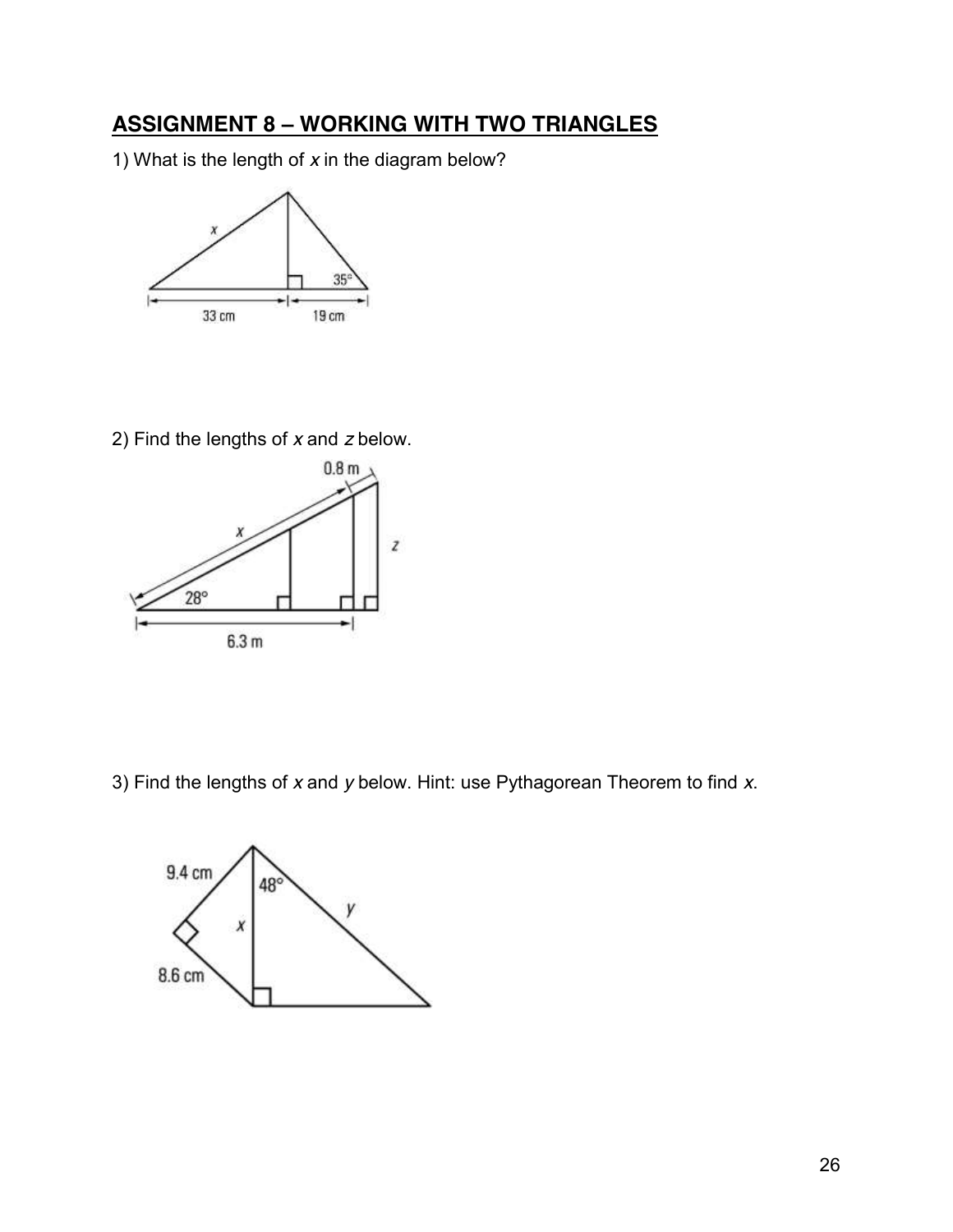## ASSIGNMENT 8 – WORKING WITH TWO TRIANGLES

1) What is the length of $x$ in the diagram below?

2) Find the lengths of $x$ and $z$ below.

3) Find the lengths of $x$ and $y$ below. Hint: use Pythagorean Theorem to find $x$.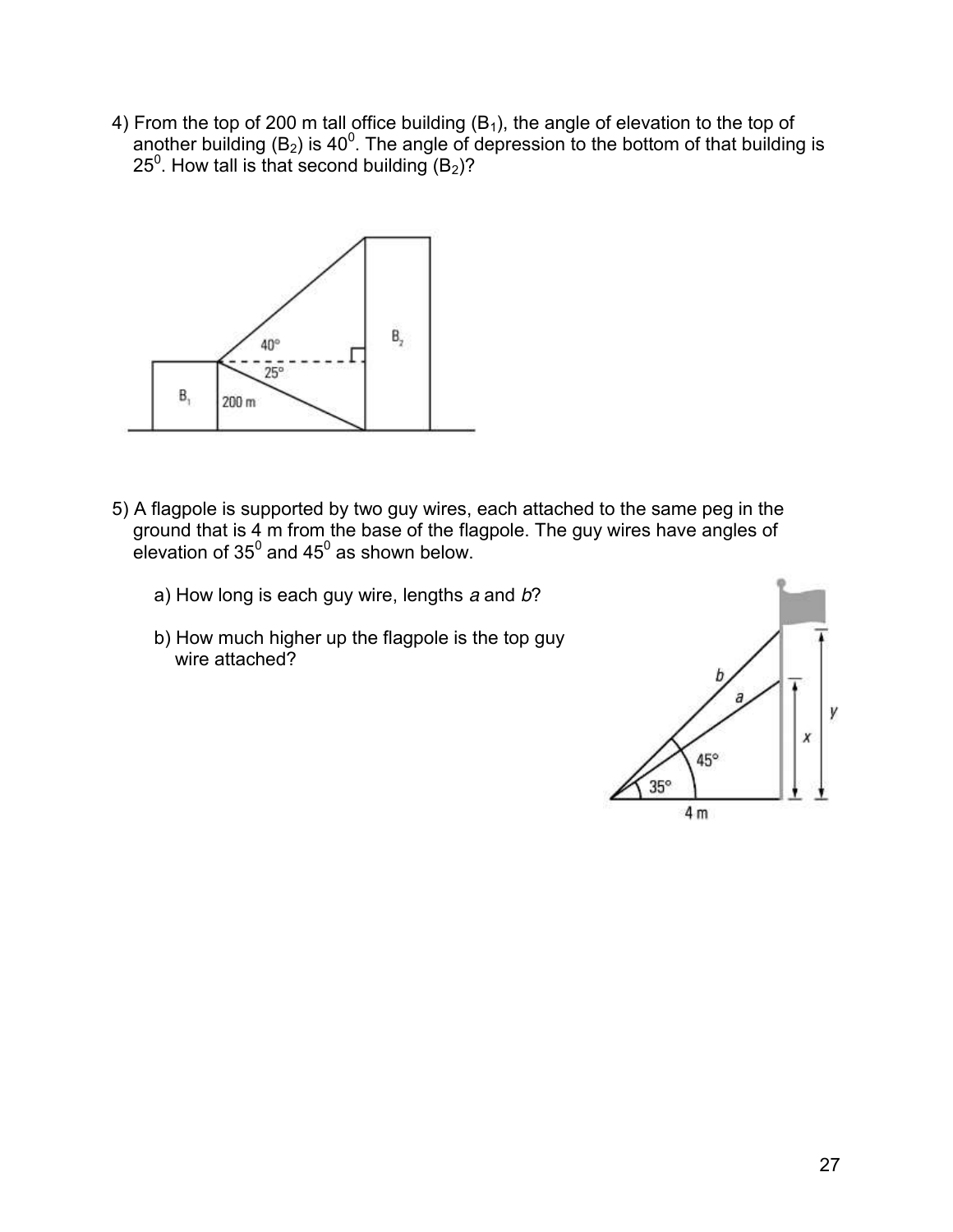4) From the top of 200 m tall office building ($B_1$), the angle of elevation to the top of another building ($B_2$) is $40^0$. The angle of depression to the bottom of that building is $25^0$. How tall is that second building ($B_2$)?

5) A flagpole is supported by two guy wires, each attached to the same peg in the ground that is 4 m from the base of the flagpole. The guy wires have angles of elevation of $35^0$ and $45^0$ as shown below.

   a) How long is each guy wire, lengths *a* and *b*?

   b) How much higher up the flagpole is the top guy wire attached?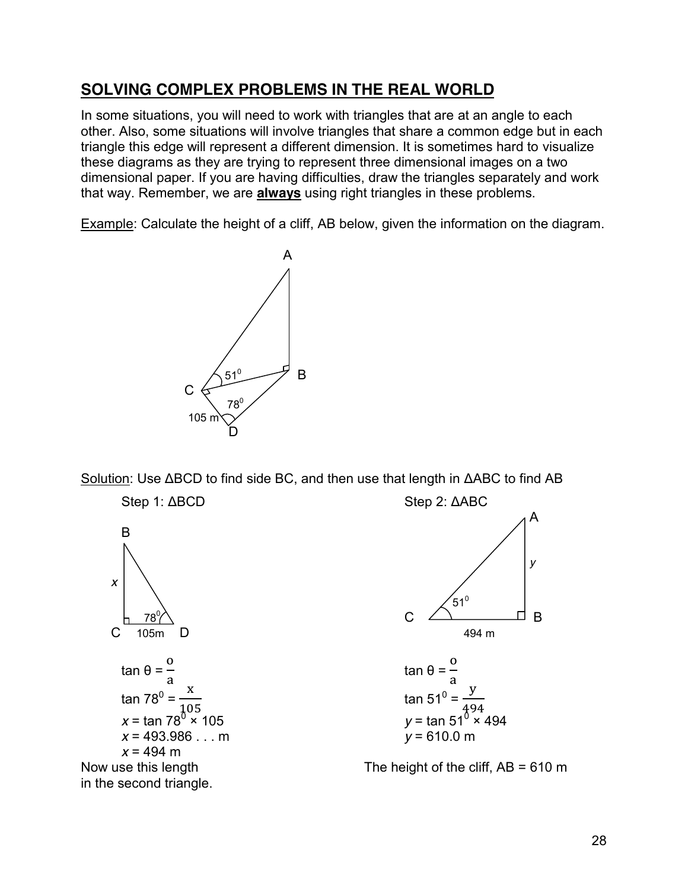## SOLVING COMPLEX PROBLEMS IN THE REAL WORLD

In some situations, you will need to work with triangles that are at an angle to each other. Also, some situations will involve triangles that share a common edge but in each triangle this edge will represent a different dimension. It is sometimes hard to visualize these diagrams as they are trying to represent three dimensional images on a two dimensional paper. If you are having difficulties, draw the triangles separately and work that way. Remember, we are **always** using right triangles in these problems.

Example: Calculate the height of a cliff, AB below, given the information on the diagram.

Solution: Use ΔBCD to find side BC, and then use that length in ΔABC to find AB

Step 1: ΔBCD

$\tan \theta = \frac{o}{a}$

$\tan 78^0 = \frac{x}{105}$

$x = \tan 78^0 \times 105$

$x = 493.986 \ldots$ m

$x = 494$ m

Now use this length in the second triangle.

Step 2: ΔABC

$\tan \theta = \frac{o}{a}$

$\tan 51^0 = \frac{y}{494}$

$y = \tan 51^0 \times 494$

$y = 610.0$ m

The height of the cliff, AB = 610 m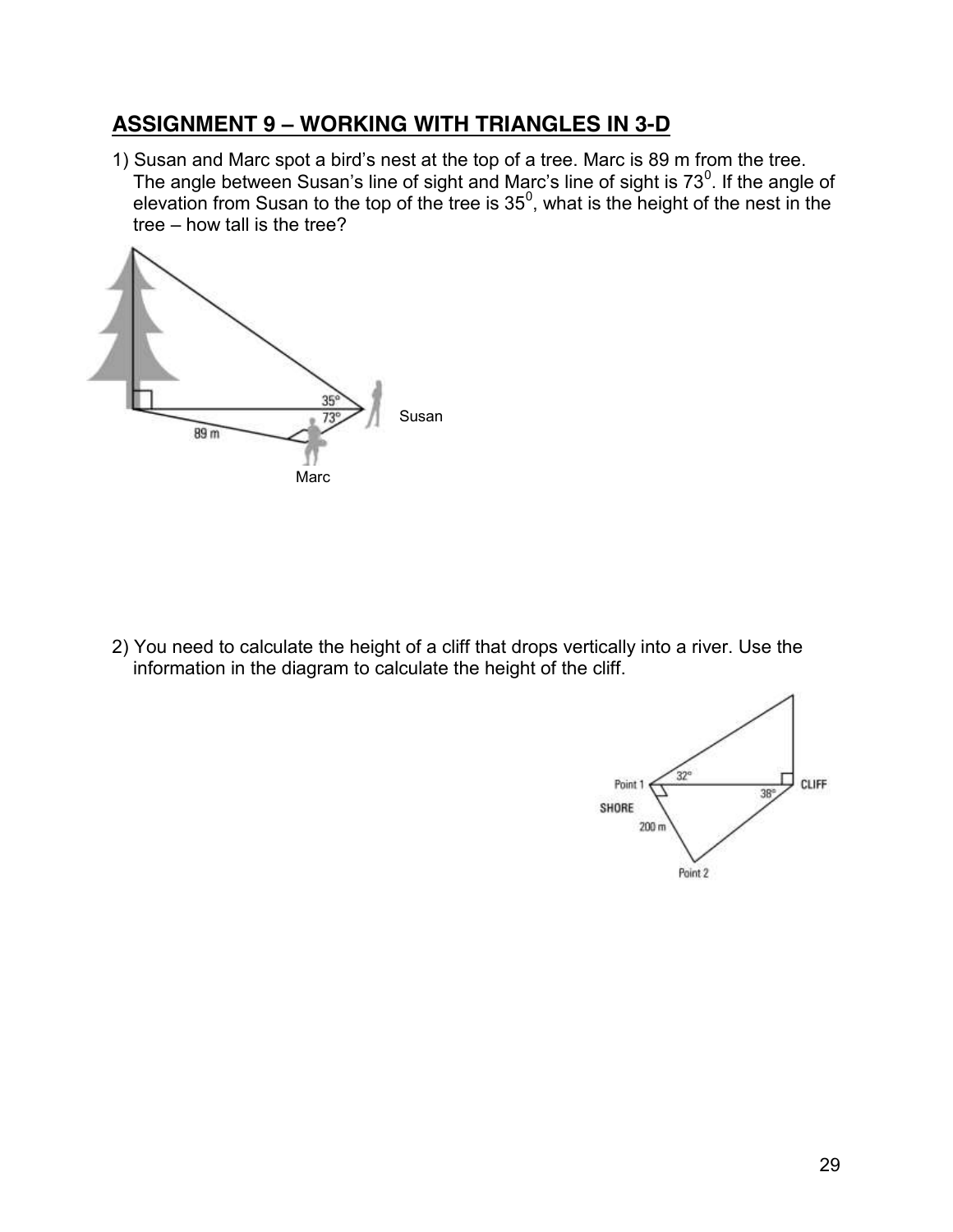## ASSIGNMENT 9 – WORKING WITH TRIANGLES IN 3-D

1) Susan and Marc spot a bird's nest at the top of a tree. Marc is 89 m from the tree. The angle between Susan's line of sight and Marc's line of sight is $73^0$. If the angle of elevation from Susan to the top of the tree is $35^0$, what is the height of the nest in the tree – how tall is the tree?

2) You need to calculate the height of a cliff that drops vertically into a river. Use the information in the diagram to calculate the height of the cliff.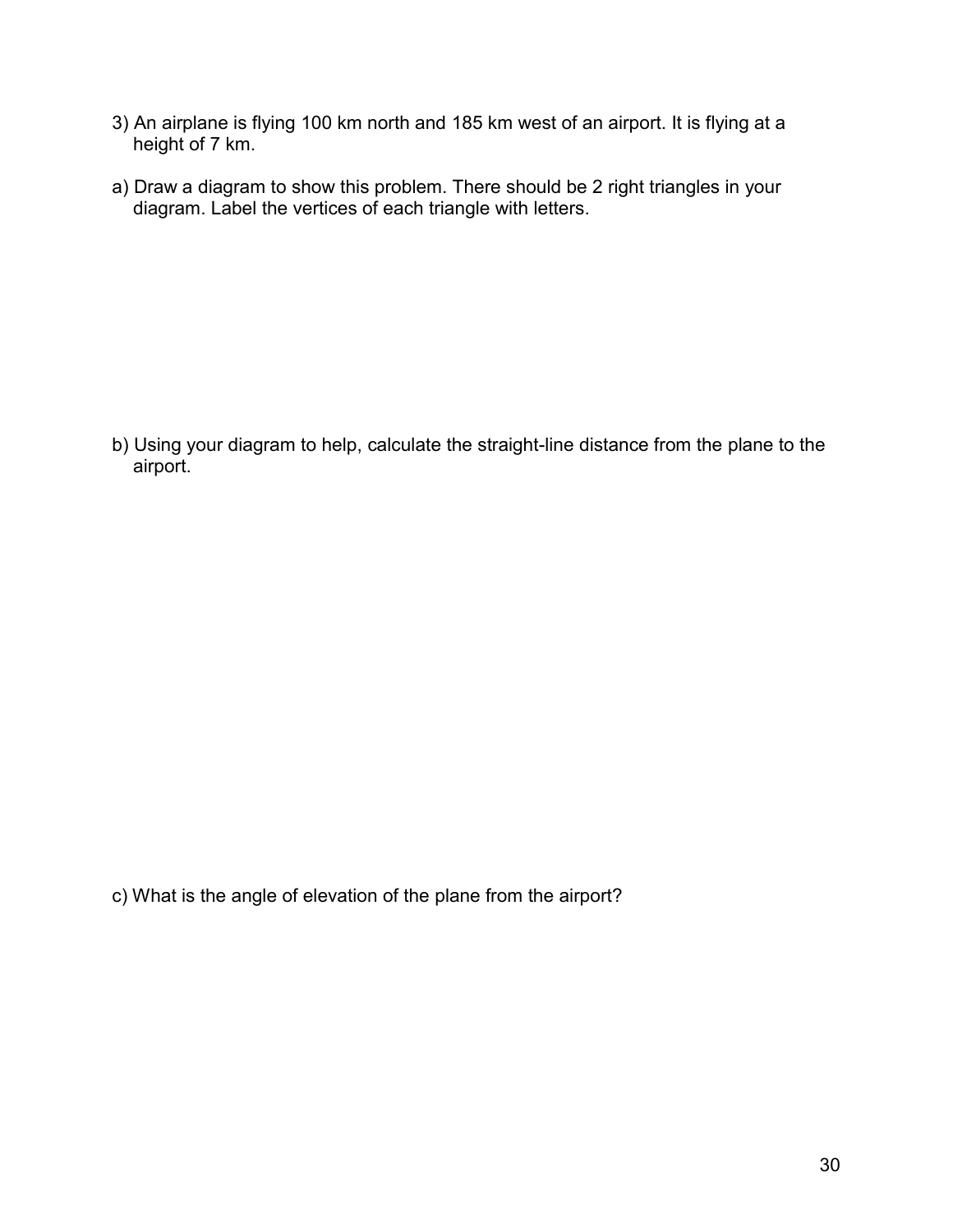3) An airplane is flying 100 km north and 185 km west of an airport. It is flying at a height of 7 km.

a) Draw a diagram to show this problem. There should be 2 right triangles in your diagram. Label the vertices of each triangle with letters.

b) Using your diagram to help, calculate the straight-line distance from the plane to the airport.

c) What is the angle of elevation of the plane from the airport?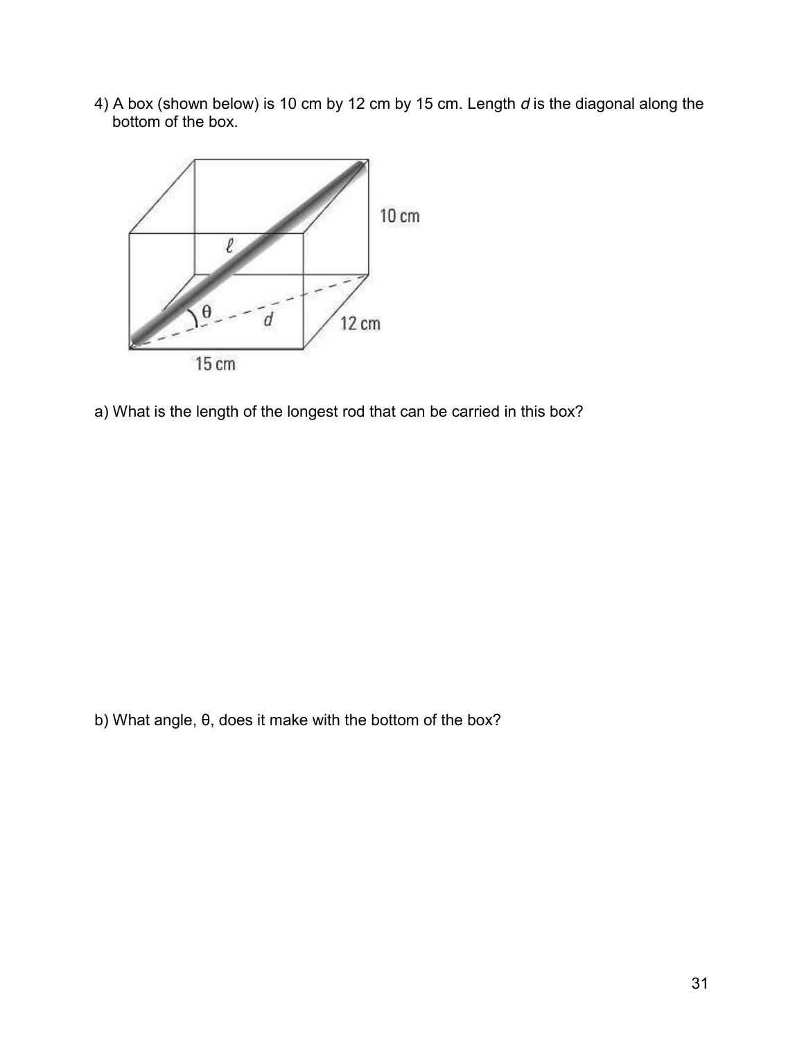4) A box (shown below) is 10 cm by 12 cm by 15 cm. Length $d$ is the diagonal along the bottom of the box.

10 cm

$\ell$

$\theta$

$d$

12 cm

15 cm

a) What is the length of the longest rod that can be carried in this box?

b) What angle, $\theta$, does it make with the bottom of the box?